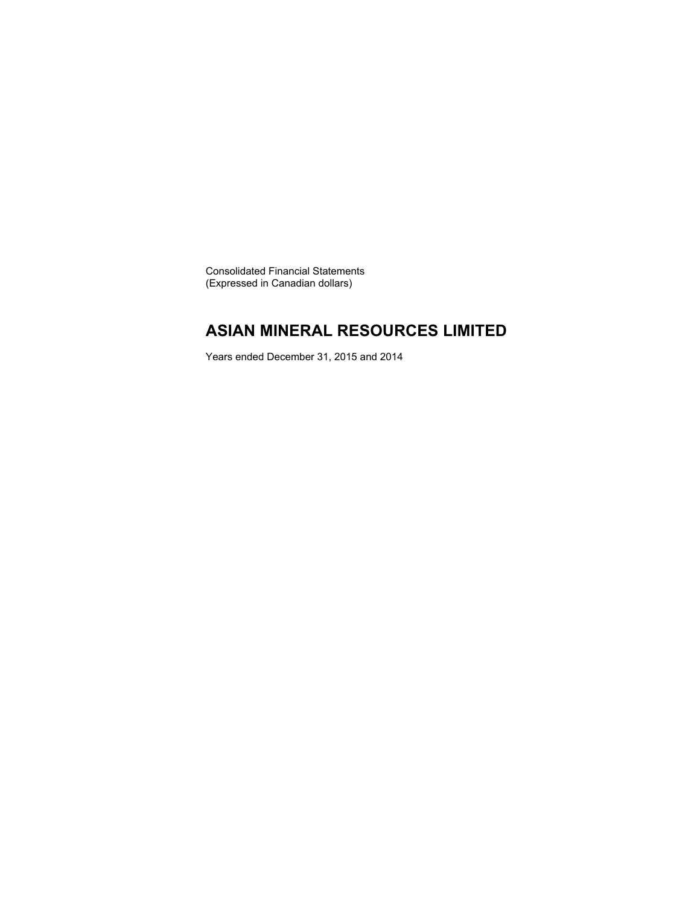Consolidated Financial Statements
(Expressed in Canadian dollars)

# ASIAN MINERAL RESOURCES LIMITED

Years ended December 31, 2015 and 2014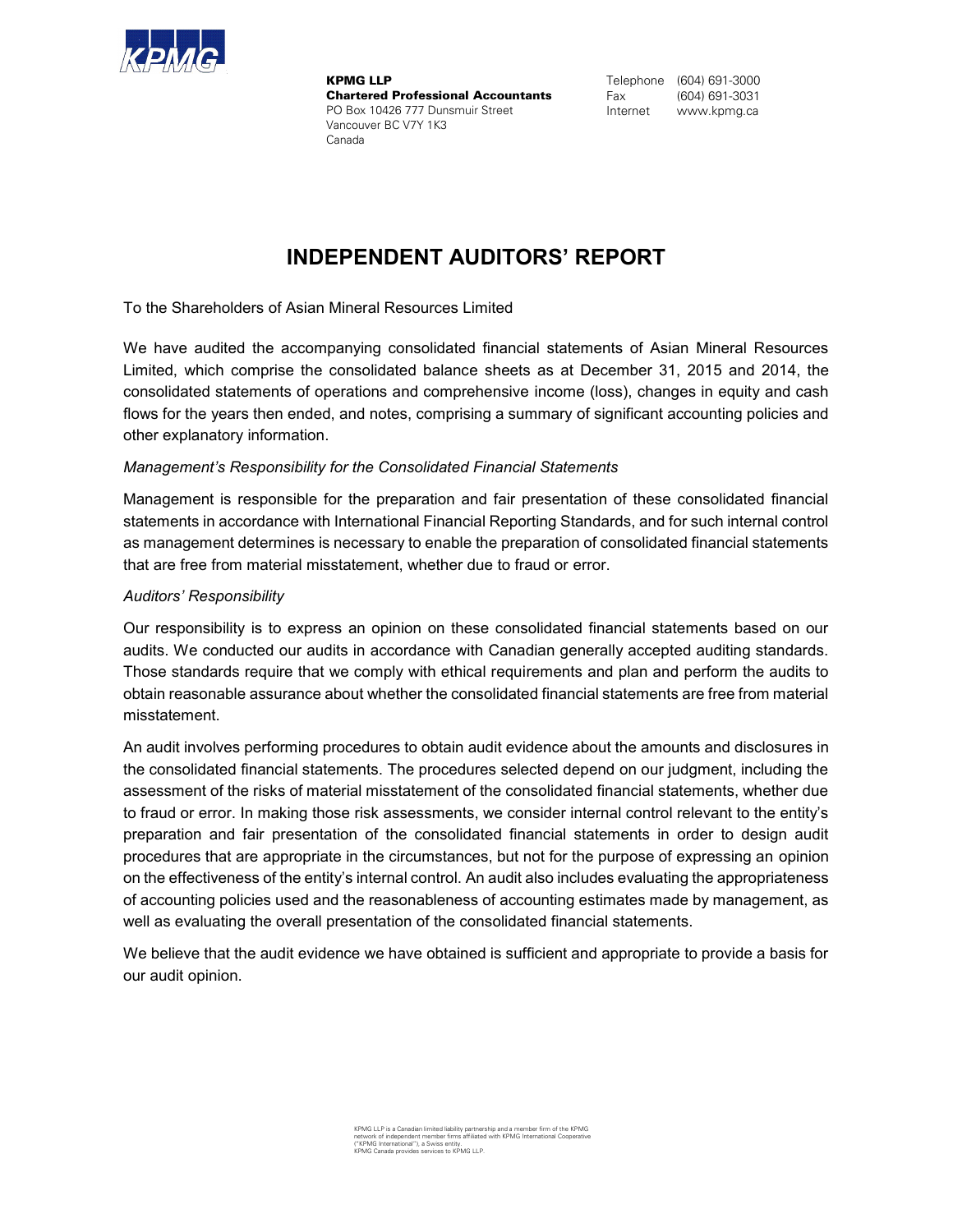KPMG LLP
**Chartered Professional Accountants**
PO Box 10426 777 Dunsmuir Street
Vancouver BC V7Y 1K3
Canada

Telephone (604) 691-3000
Fax (604) 691-3031
Internet www.kpmg.ca

# INDEPENDENT AUDITORS' REPORT

To the Shareholders of Asian Mineral Resources Limited

We have audited the accompanying consolidated financial statements of Asian Mineral Resources Limited, which comprise the consolidated balance sheets as at December 31, 2015 and 2014, the consolidated statements of operations and comprehensive income (loss), changes in equity and cash flows for the years then ended, and notes, comprising a summary of significant accounting policies and other explanatory information.

*Management's Responsibility for the Consolidated Financial Statements*

Management is responsible for the preparation and fair presentation of these consolidated financial statements in accordance with International Financial Reporting Standards, and for such internal control as management determines is necessary to enable the preparation of consolidated financial statements that are free from material misstatement, whether due to fraud or error.

*Auditors' Responsibility*

Our responsibility is to express an opinion on these consolidated financial statements based on our audits. We conducted our audits in accordance with Canadian generally accepted auditing standards. Those standards require that we comply with ethical requirements and plan and perform the audits to obtain reasonable assurance about whether the consolidated financial statements are free from material misstatement.

An audit involves performing procedures to obtain audit evidence about the amounts and disclosures in the consolidated financial statements. The procedures selected depend on our judgment, including the assessment of the risks of material misstatement of the consolidated financial statements, whether due to fraud or error. In making those risk assessments, we consider internal control relevant to the entity's preparation and fair presentation of the consolidated financial statements in order to design audit procedures that are appropriate in the circumstances, but not for the purpose of expressing an opinion on the effectiveness of the entity's internal control. An audit also includes evaluating the appropriateness of accounting policies used and the reasonableness of accounting estimates made by management, as well as evaluating the overall presentation of the consolidated financial statements.

We believe that the audit evidence we have obtained is sufficient and appropriate to provide a basis for our audit opinion.

KPMG LLP is a Canadian limited liability partnership and a member firm of the KPMG network of independent member firms affiliated with KPMG International Cooperative ("KPMG International"), a Swiss entity.
KPMG Canada provides services to KPMG LLP.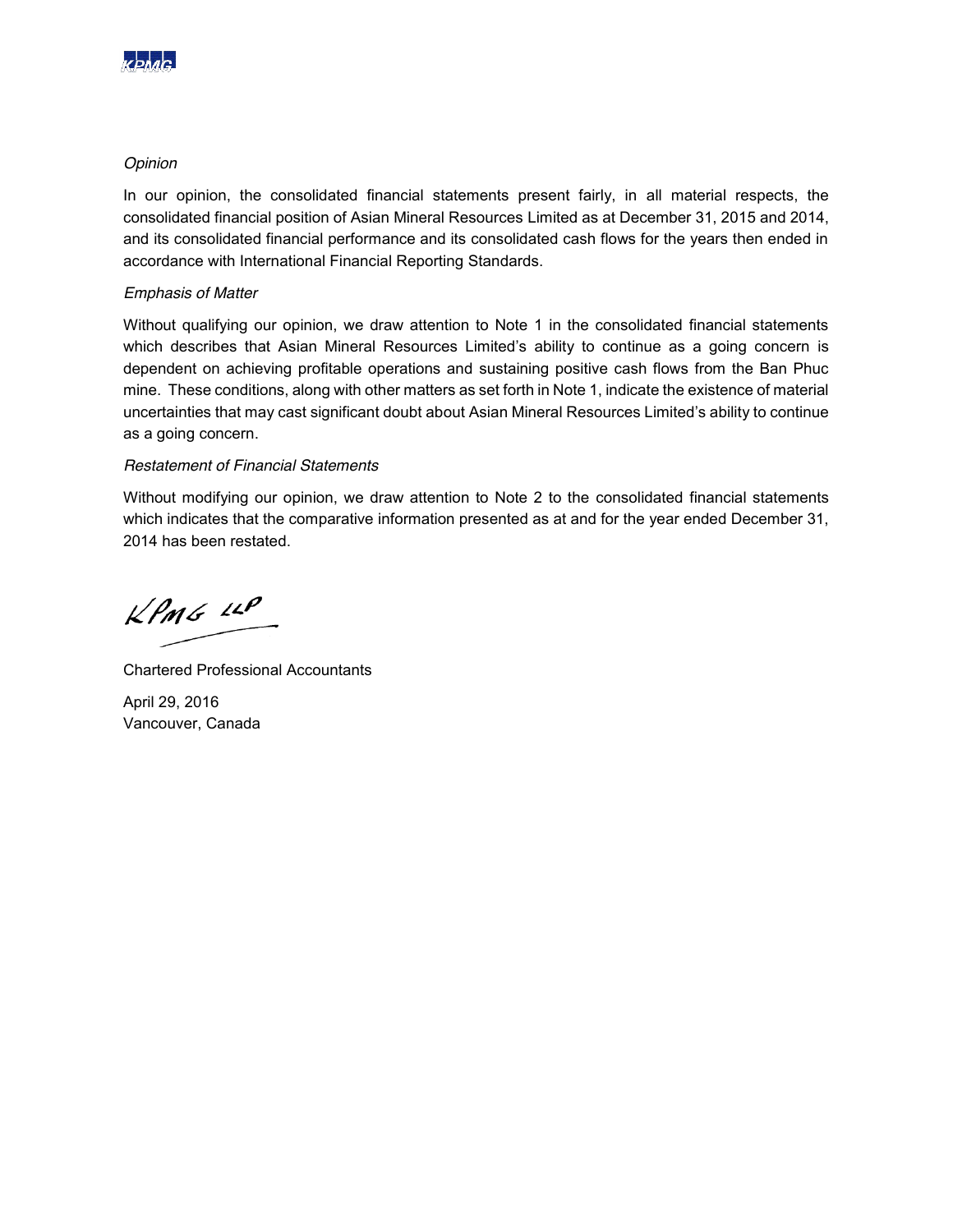*Opinion*

In our opinion, the consolidated financial statements present fairly, in all material respects, the consolidated financial position of Asian Mineral Resources Limited as at December 31, 2015 and 2014, and its consolidated financial performance and its consolidated cash flows for the years then ended in accordance with International Financial Reporting Standards.

*Emphasis of Matter*

Without qualifying our opinion, we draw attention to Note 1 in the consolidated financial statements which describes that Asian Mineral Resources Limited's ability to continue as a going concern is dependent on achieving profitable operations and sustaining positive cash flows from the Ban Phuc mine. These conditions, along with other matters as set forth in Note 1, indicate the existence of material uncertainties that may cast significant doubt about Asian Mineral Resources Limited's ability to continue as a going concern.

*Restatement of Financial Statements*

Without modifying our opinion, we draw attention to Note 2 to the consolidated financial statements which indicates that the comparative information presented as at and for the year ended December 31, 2014 has been restated.

KPMG LLP

Chartered Professional Accountants

April 29, 2016
Vancouver, Canada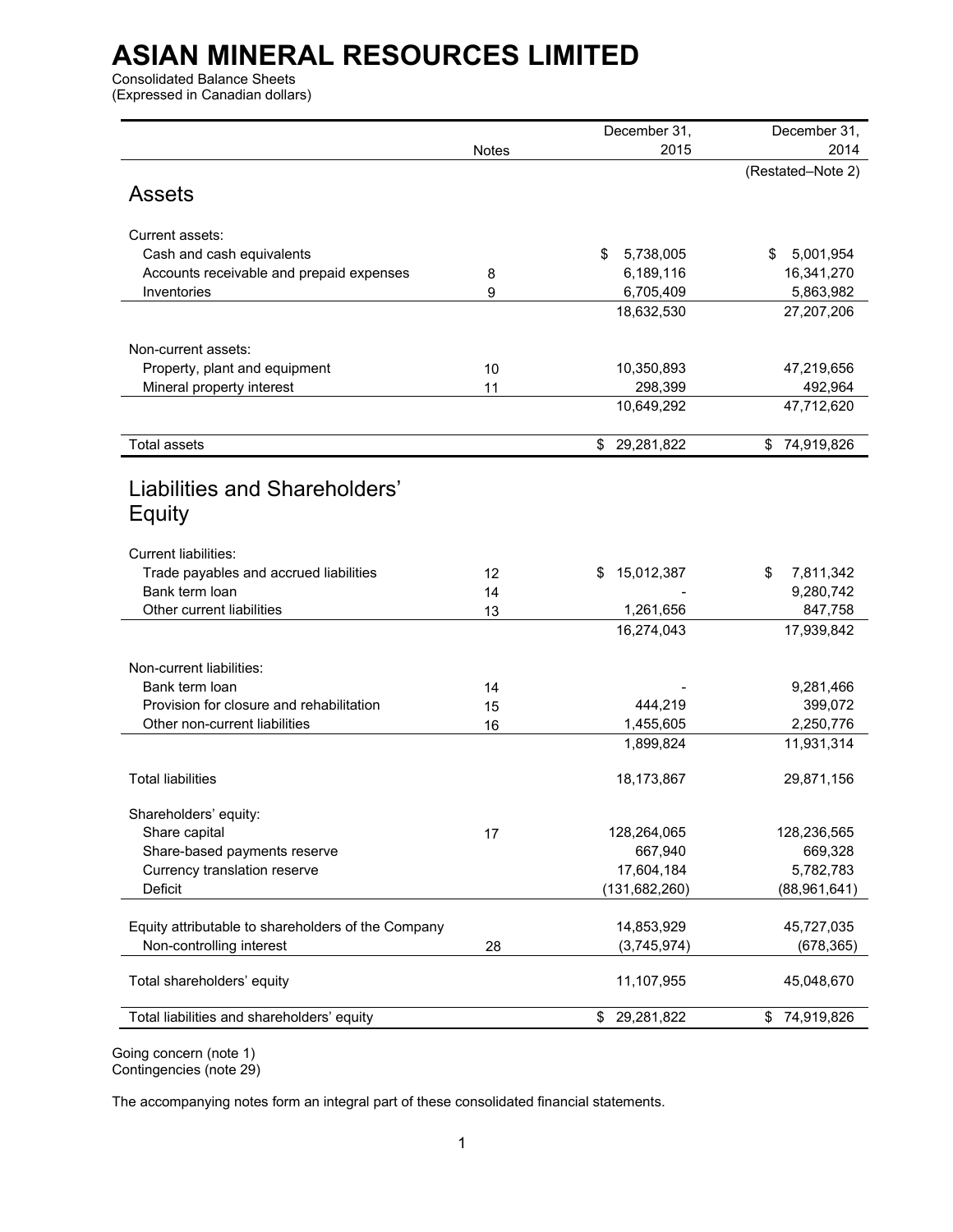# ASIAN MINERAL RESOURCES LIMITED

Consolidated Balance Sheets
(Expressed in Canadian dollars)

| | Notes | December 31, 2015 | December 31, 2014 (Restated–Note 2) |
|---|---|---|---|
| **Assets** | | | |
| Current assets: | | | |
| Cash and cash equivalents | | $ 5,738,005 | $ 5,001,954 |
| Accounts receivable and prepaid expenses | 8 | 6,189,116 | 16,341,270 |
| Inventories | 9 | 6,705,409 | 5,863,982 |
| | | 18,632,530 | 27,207,206 |
| Non-current assets: | | | |
| Property, plant and equipment | 10 | 10,350,893 | 47,219,656 |
| Mineral property interest | 11 | 298,399 | 492,964 |
| | | 10,649,292 | 47,712,620 |
| Total assets | | $ 29,281,822 | $ 74,919,826 |
| **Liabilities and Shareholders' Equity** | | | |
| Current liabilities: | | | |
| Trade payables and accrued liabilities | 12 | $ 15,012,387 | $ 7,811,342 |
| Bank term loan | 14 | - | 9,280,742 |
| Other current liabilities | 13 | 1,261,656 | 847,758 |
| | | 16,274,043 | 17,939,842 |
| Non-current liabilities: | | | |
| Bank term loan | 14 | - | 9,281,466 |
| Provision for closure and rehabilitation | 15 | 444,219 | 399,072 |
| Other non-current liabilities | 16 | 1,455,605 | 2,250,776 |
| | | 1,899,824 | 11,931,314 |
| Total liabilities | | 18,173,867 | 29,871,156 |
| Shareholders' equity: | | | |
| Share capital | 17 | 128,264,065 | 128,236,565 |
| Share-based payments reserve | | 667,940 | 669,328 |
| Currency translation reserve | | 17,604,184 | 5,782,783 |
| Deficit | | (131,682,260) | (88,961,641) |
| Equity attributable to shareholders of the Company | | 14,853,929 | 45,727,035 |
| Non-controlling interest | 28 | (3,745,974) | (678,365) |
| Total shareholders' equity | | 11,107,955 | 45,048,670 |
| Total liabilities and shareholders' equity | | $ 29,281,822 | $ 74,919,826 |

Going concern (note 1)
Contingencies (note 29)

The accompanying notes form an integral part of these consolidated financial statements.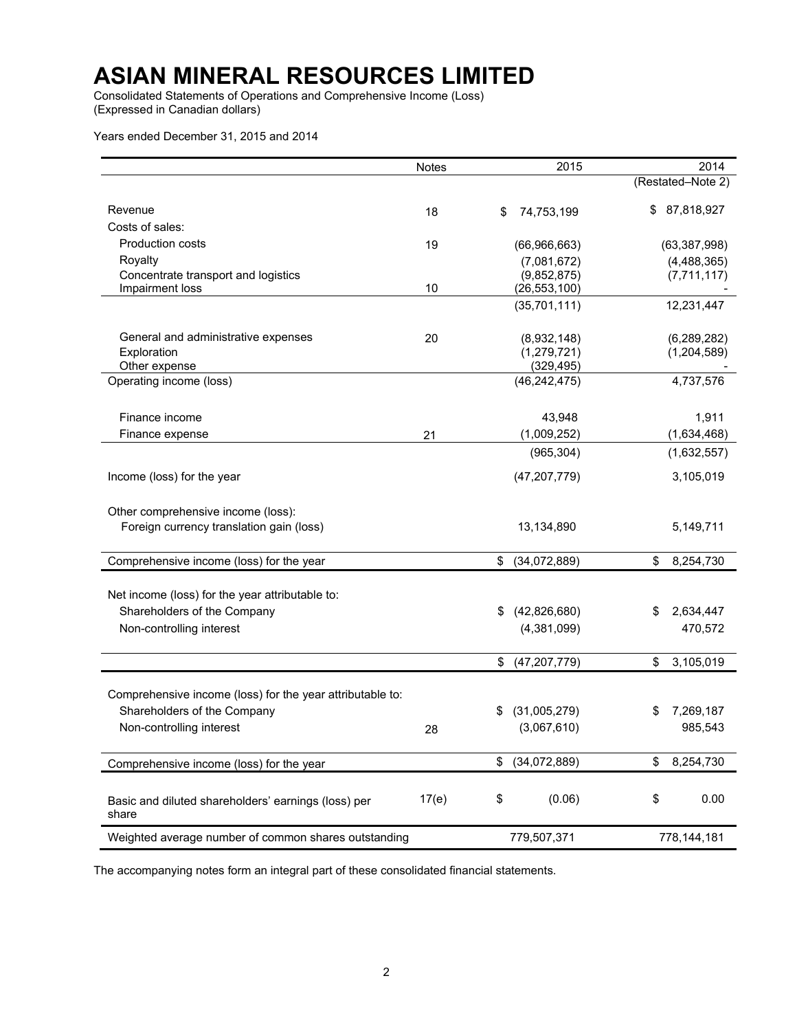# ASIAN MINERAL RESOURCES LIMITED

Consolidated Statements of Operations and Comprehensive Income (Loss)
(Expressed in Canadian dollars)

Years ended December 31, 2015 and 2014

| | Notes | 2015 | 2014 |
|---|---|---|---|
| | | | (Restated–Note 2) |
| Revenue | 18 | $ 74,753,199 | $ 87,818,927 |
| Costs of sales: | | | |
| Production costs | 19 | (66,966,663) | (63,387,998) |
| Royalty | | (7,081,672) | (4,488,365) |
| Concentrate transport and logistics | | (9,852,875) | (7,711,117) |
| Impairment loss | 10 | (26,553,100) | - |
| | | (35,701,111) | 12,231,447 |
| General and administrative expenses | 20 | (8,932,148) | (6,289,282) |
| Exploration | | (1,279,721) | (1,204,589) |
| Other expense | | (329,495) | - |
| Operating income (loss) | | (46,242,475) | 4,737,576 |
| Finance income | | 43,948 | 1,911 |
| Finance expense | 21 | (1,009,252) | (1,634,468) |
| | | (965,304) | (1,632,557) |
| Income (loss) for the year | | (47,207,779) | 3,105,019 |
| Other comprehensive income (loss): | | | |
| Foreign currency translation gain (loss) | | 13,134,890 | 5,149,711 |
| Comprehensive income (loss) for the year | | $ (34,072,889) | $ 8,254,730 |
| Net income (loss) for the year attributable to: | | | |
| Shareholders of the Company | | $ (42,826,680) | $ 2,634,447 |
| Non-controlling interest | | (4,381,099) | 470,572 |
| | | $ (47,207,779) | $ 3,105,019 |
| Comprehensive income (loss) for the year attributable to: | | | |
| Shareholders of the Company | | $ (31,005,279) | $ 7,269,187 |
| Non-controlling interest | 28 | (3,067,610) | 985,543 |
| Comprehensive income (loss) for the year | | $ (34,072,889) | $ 8,254,730 |
| Basic and diluted shareholders' earnings (loss) per share | 17(e) | $ (0.06) | $ 0.00 |
| Weighted average number of common shares outstanding | | 779,507,371 | 778,144,181 |

The accompanying notes form an integral part of these consolidated financial statements.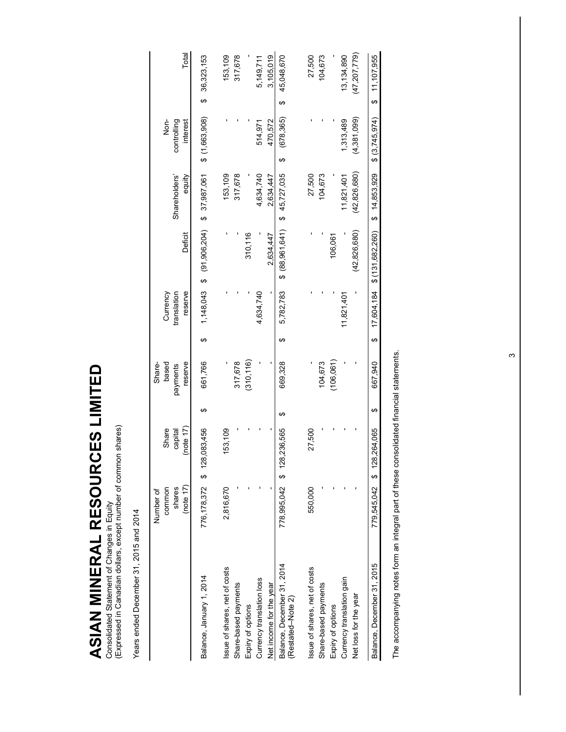# ASIAN MINERAL RESOURCES LIMITED

Consolidated Statement of Changes in Equity
(Expressed in Canadian dollars, except number of common shares)

Years ended December 31, 2015 and 2014

| | Number of common shares (note 17) | Share capital (note 17) | Share-based payments reserve | Currency translation reserve | Deficit | Shareholders' equity | Non-controlling interest | Total |
|---|---|---|---|---|---|---|---|---|
| Balance, January 1, 2014 | 776,178,372 | $ 128,083,456 | $ 661,766 | $ 1,148,043 | $ (91,906,204) | $ 37,987,061 | $ (1,663,908) | $ 36,323,153 |
| Issue of shares, net of costs | 2,816,670 | 153,109 | - | - | - | 153,109 | - | 153,109 |
| Share-based payments | - | - | 317,678 | - | - | 317,678 | - | 317,678 |
| Expiry of options | - | - | (310,116) | - | 310,116 | - | - | - |
| Currency translation loss | - | - | - | 4,634,740 | - | 4,634,740 | 514,971 | 5,149,711 |
| Net income for the year | - | - | - | - | 2,634,447 | 2,634,447 | 470,572 | 3,105,019 |
| Balance, December 31, 2014 (Restated–Note 2) | 778,995,042 | $ 128,236,565 | $ 669,328 | $ 5,782,783 | $ (88,961,641) | $ 45,727,035 | $ (678,365) | $ 45,048,670 |
| Issue of shares, net of costs | 550,000 | 27,500 | - | - | - | 27,500 | - | 27,500 |
| Share-based payments | - | - | 104,673 | - | - | 104,673 | - | 104,673 |
| Expiry of options | - | - | (106,061) | - | 106,061 | - | - | - |
| Currency translation gain | - | - | - | 11,821,401 | - | 11,821,401 | 1,313,489 | 13,134,890 |
| Net loss for the year | - | - | - | - | (42,826,680) | (42,826,680) | (4,381,099) | (47,207,779) |
| Balance, December 31, 2015 | 779,545,042 | $ 128,264,065 | $ 667,940 | $ 17,604,184 | $ (131,682,260) | $ 14,853,929 | $ (3,745,974) | $ 11,107,955 |

The accompanying notes form an integral part of these consolidated financial statements.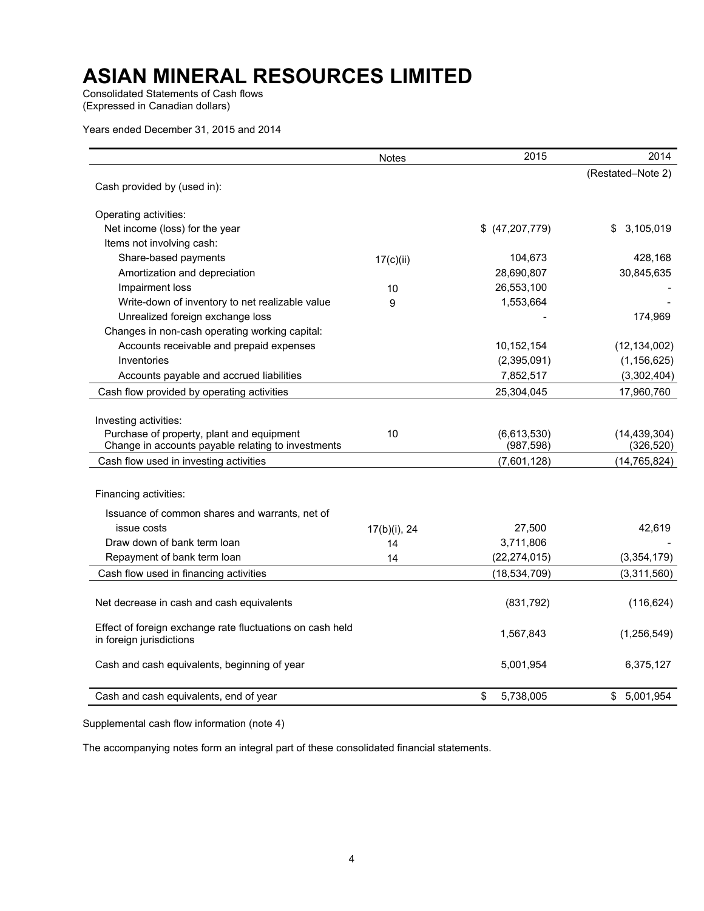# ASIAN MINERAL RESOURCES LIMITED

Consolidated Statements of Cash flows
(Expressed in Canadian dollars)

Years ended December 31, 2015 and 2014

| | Notes | 2015 | 2014 |
|---|---|---|---|
| | | | (Restated–Note 2) |
| Cash provided by (used in): | | | |
| Operating activities: | | | |
| Net income (loss) for the year | | $ (47,207,779) | $ 3,105,019 |
| Items not involving cash: | | | |
| Share-based payments | 17(c)(ii) | 104,673 | 428,168 |
| Amortization and depreciation | | 28,690,807 | 30,845,635 |
| Impairment loss | 10 | 26,553,100 | - |
| Write-down of inventory to net realizable value | 9 | 1,553,664 | - |
| Unrealized foreign exchange loss | | - | 174,969 |
| Changes in non-cash operating working capital: | | | |
| Accounts receivable and prepaid expenses | | 10,152,154 | (12,134,002) |
| Inventories | | (2,395,091) | (1,156,625) |
| Accounts payable and accrued liabilities | | 7,852,517 | (3,302,404) |
| Cash flow provided by operating activities | | 25,304,045 | 17,960,760 |
| Investing activities: | | | |
| Purchase of property, plant and equipment | 10 | (6,613,530) | (14,439,304) |
| Change in accounts payable relating to investments | | (987,598) | (326,520) |
| Cash flow used in investing activities | | (7,601,128) | (14,765,824) |
| Financing activities: | | | |
| Issuance of common shares and warrants, net of issue costs | 17(b)(i), 24 | 27,500 | 42,619 |
| Draw down of bank term loan | 14 | 3,711,806 | - |
| Repayment of bank term loan | 14 | (22,274,015) | (3,354,179) |
| Cash flow used in financing activities | | (18,534,709) | (3,311,560) |
| Net decrease in cash and cash equivalents | | (831,792) | (116,624) |
| Effect of foreign exchange rate fluctuations on cash held in foreign jurisdictions | | 1,567,843 | (1,256,549) |
| Cash and cash equivalents, beginning of year | | 5,001,954 | 6,375,127 |
| Cash and cash equivalents, end of year | | $ 5,738,005 | $ 5,001,954 |

Supplemental cash flow information (note 4)

The accompanying notes form an integral part of these consolidated financial statements.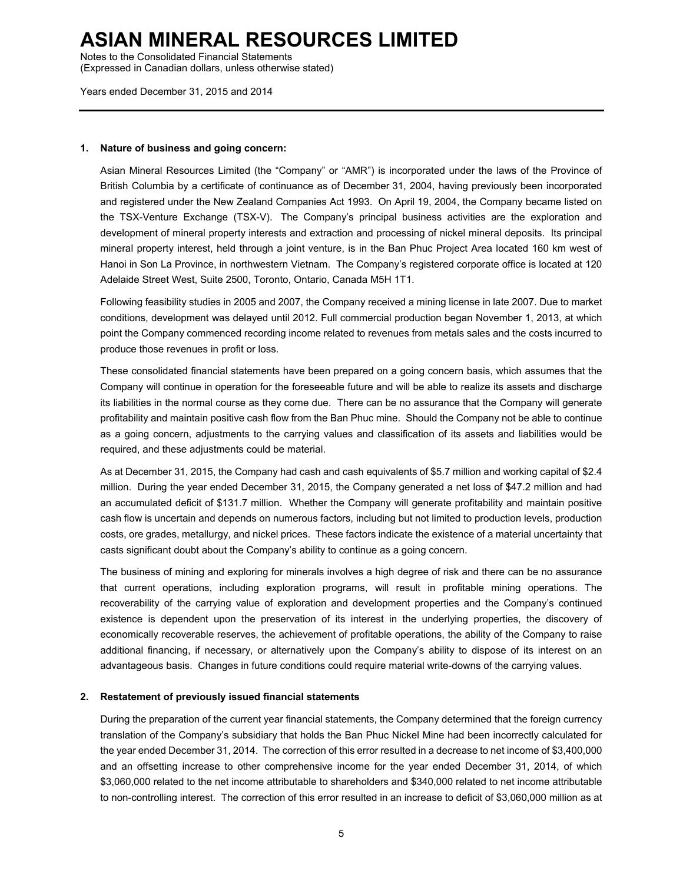# ASIAN MINERAL RESOURCES LIMITED

Notes to the Consolidated Financial Statements
(Expressed in Canadian dollars, unless otherwise stated)

Years ended December 31, 2015 and 2014

**1. Nature of business and going concern:**

Asian Mineral Resources Limited (the "Company" or "AMR") is incorporated under the laws of the Province of British Columbia by a certificate of continuance as of December 31, 2004, having previously been incorporated and registered under the New Zealand Companies Act 1993. On April 19, 2004, the Company became listed on the TSX-Venture Exchange (TSX-V). The Company's principal business activities are the exploration and development of mineral property interests and extraction and processing of nickel mineral deposits. Its principal mineral property interest, held through a joint venture, is in the Ban Phuc Project Area located 160 km west of Hanoi in Son La Province, in northwestern Vietnam. The Company's registered corporate office is located at 120 Adelaide Street West, Suite 2500, Toronto, Ontario, Canada M5H 1T1.

Following feasibility studies in 2005 and 2007, the Company received a mining license in late 2007. Due to market conditions, development was delayed until 2012. Full commercial production began November 1, 2013, at which point the Company commenced recording income related to revenues from metals sales and the costs incurred to produce those revenues in profit or loss.

These consolidated financial statements have been prepared on a going concern basis, which assumes that the Company will continue in operation for the foreseeable future and will be able to realize its assets and discharge its liabilities in the normal course as they come due. There can be no assurance that the Company will generate profitability and maintain positive cash flow from the Ban Phuc mine. Should the Company not be able to continue as a going concern, adjustments to the carrying values and classification of its assets and liabilities would be required, and these adjustments could be material.

As at December 31, 2015, the Company had cash and cash equivalents of $5.7 million and working capital of $2.4 million. During the year ended December 31, 2015, the Company generated a net loss of $47.2 million and had an accumulated deficit of $131.7 million. Whether the Company will generate profitability and maintain positive cash flow is uncertain and depends on numerous factors, including but not limited to production levels, production costs, ore grades, metallurgy, and nickel prices. These factors indicate the existence of a material uncertainty that casts significant doubt about the Company's ability to continue as a going concern.

The business of mining and exploring for minerals involves a high degree of risk and there can be no assurance that current operations, including exploration programs, will result in profitable mining operations. The recoverability of the carrying value of exploration and development properties and the Company's continued existence is dependent upon the preservation of its interest in the underlying properties, the discovery of economically recoverable reserves, the achievement of profitable operations, the ability of the Company to raise additional financing, if necessary, or alternatively upon the Company's ability to dispose of its interest on an advantageous basis. Changes in future conditions could require material write-downs of the carrying values.

**2. Restatement of previously issued financial statements**

During the preparation of the current year financial statements, the Company determined that the foreign currency translation of the Company's subsidiary that holds the Ban Phuc Nickel Mine had been incorrectly calculated for the year ended December 31, 2014. The correction of this error resulted in a decrease to net income of $3,400,000 and an offsetting increase to other comprehensive income for the year ended December 31, 2014, of which $3,060,000 related to the net income attributable to shareholders and $340,000 related to net income attributable to non-controlling interest. The correction of this error resulted in an increase to deficit of $3,060,000 million as at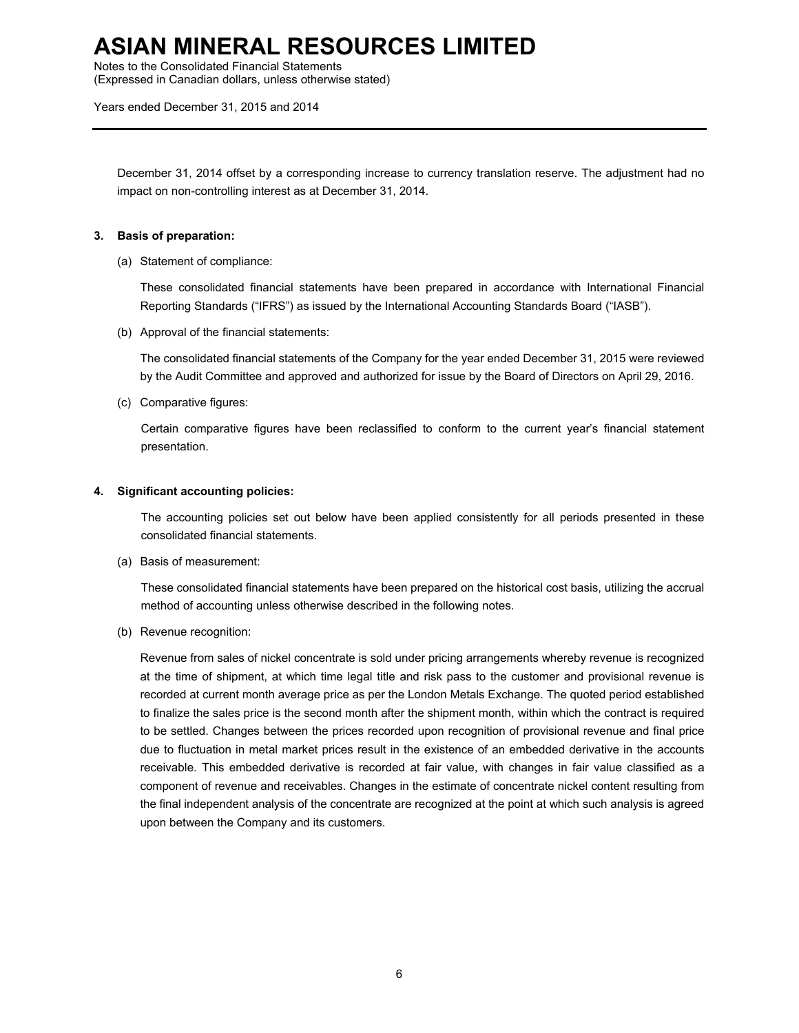December 31, 2014 offset by a corresponding increase to currency translation reserve. The adjustment had no impact on non-controlling interest as at December 31, 2014.

**3. Basis of preparation:**

(a) Statement of compliance:

These consolidated financial statements have been prepared in accordance with International Financial Reporting Standards ("IFRS") as issued by the International Accounting Standards Board ("IASB").

(b) Approval of the financial statements:

The consolidated financial statements of the Company for the year ended December 31, 2015 were reviewed by the Audit Committee and approved and authorized for issue by the Board of Directors on April 29, 2016.

(c) Comparative figures:

Certain comparative figures have been reclassified to conform to the current year's financial statement presentation.

**4. Significant accounting policies:**

The accounting policies set out below have been applied consistently for all periods presented in these consolidated financial statements.

(a) Basis of measurement:

These consolidated financial statements have been prepared on the historical cost basis, utilizing the accrual method of accounting unless otherwise described in the following notes.

(b) Revenue recognition:

Revenue from sales of nickel concentrate is sold under pricing arrangements whereby revenue is recognized at the time of shipment, at which time legal title and risk pass to the customer and provisional revenue is recorded at current month average price as per the London Metals Exchange. The quoted period established to finalize the sales price is the second month after the shipment month, within which the contract is required to be settled. Changes between the prices recorded upon recognition of provisional revenue and final price due to fluctuation in metal market prices result in the existence of an embedded derivative in the accounts receivable. This embedded derivative is recorded at fair value, with changes in fair value classified as a component of revenue and receivables. Changes in the estimate of concentrate nickel content resulting from the final independent analysis of the concentrate are recognized at the point at which such analysis is agreed upon between the Company and its customers.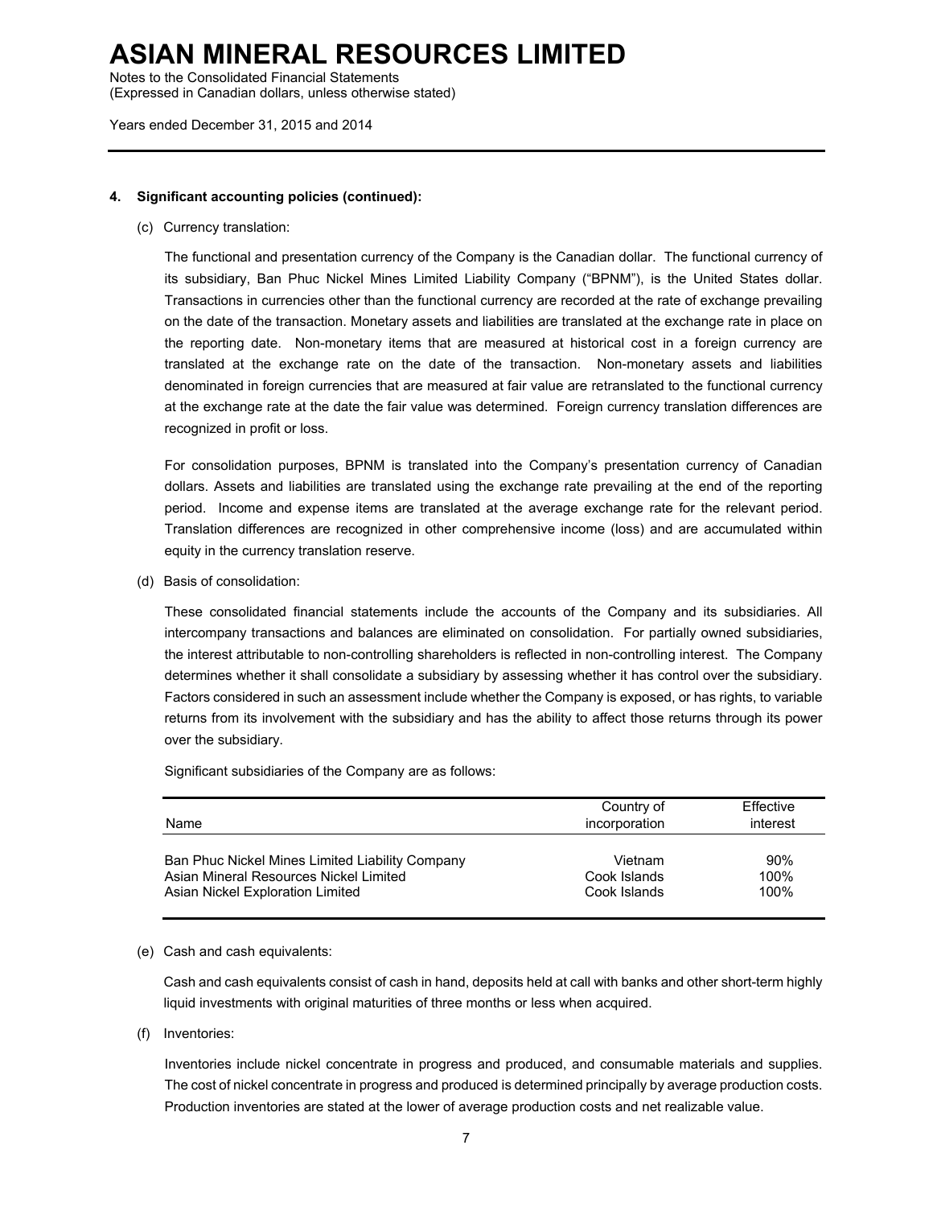### 4. Significant accounting policies (continued):

(c) Currency translation:

The functional and presentation currency of the Company is the Canadian dollar. The functional currency of its subsidiary, Ban Phuc Nickel Mines Limited Liability Company ("BPNM"), is the United States dollar. Transactions in currencies other than the functional currency are recorded at the rate of exchange prevailing on the date of the transaction. Monetary assets and liabilities are translated at the exchange rate in place on the reporting date. Non-monetary items that are measured at historical cost in a foreign currency are translated at the exchange rate on the date of the transaction. Non-monetary assets and liabilities denominated in foreign currencies that are measured at fair value are retranslated to the functional currency at the exchange rate at the date the fair value was determined. Foreign currency translation differences are recognized in profit or loss.

For consolidation purposes, BPNM is translated into the Company's presentation currency of Canadian dollars. Assets and liabilities are translated using the exchange rate prevailing at the end of the reporting period. Income and expense items are translated at the average exchange rate for the relevant period. Translation differences are recognized in other comprehensive income (loss) and are accumulated within equity in the currency translation reserve.

(d) Basis of consolidation:

These consolidated financial statements include the accounts of the Company and its subsidiaries. All intercompany transactions and balances are eliminated on consolidation. For partially owned subsidiaries, the interest attributable to non-controlling shareholders is reflected in non-controlling interest. The Company determines whether it shall consolidate a subsidiary by assessing whether it has control over the subsidiary. Factors considered in such an assessment include whether the Company is exposed, or has rights, to variable returns from its involvement with the subsidiary and has the ability to affect those returns through its power over the subsidiary.

Significant subsidiaries of the Company are as follows:

| Name | Country of incorporation | Effective interest |
|---|---|---|
| Ban Phuc Nickel Mines Limited Liability Company | Vietnam | 90% |
| Asian Mineral Resources Nickel Limited | Cook Islands | 100% |
| Asian Nickel Exploration Limited | Cook Islands | 100% |

(e) Cash and cash equivalents:

Cash and cash equivalents consist of cash in hand, deposits held at call with banks and other short-term highly liquid investments with original maturities of three months or less when acquired.

(f) Inventories:

Inventories include nickel concentrate in progress and produced, and consumable materials and supplies. The cost of nickel concentrate in progress and produced is determined principally by average production costs. Production inventories are stated at the lower of average production costs and net realizable value.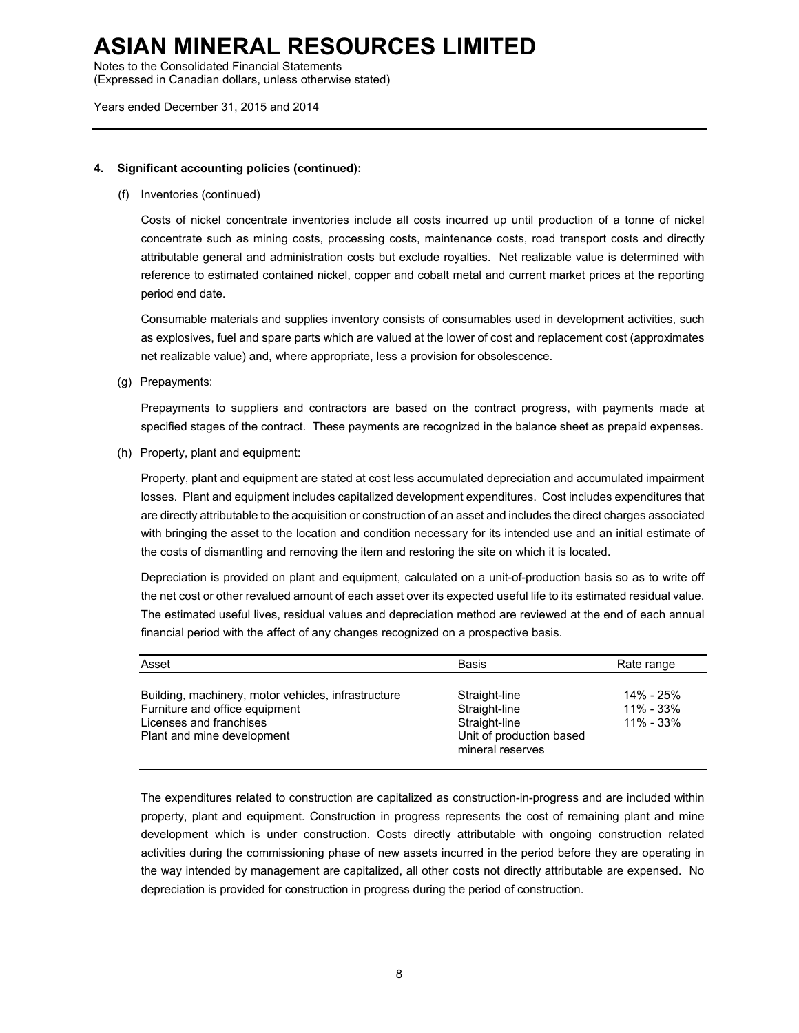#### 4. Significant accounting policies (continued):

(f) Inventories (continued)

Costs of nickel concentrate inventories include all costs incurred up until production of a tonne of nickel concentrate such as mining costs, processing costs, maintenance costs, road transport costs and directly attributable general and administration costs but exclude royalties. Net realizable value is determined with reference to estimated contained nickel, copper and cobalt metal and current market prices at the reporting period end date.

Consumable materials and supplies inventory consists of consumables used in development activities, such as explosives, fuel and spare parts which are valued at the lower of cost and replacement cost (approximates net realizable value) and, where appropriate, less a provision for obsolescence.

(g) Prepayments:

Prepayments to suppliers and contractors are based on the contract progress, with payments made at specified stages of the contract. These payments are recognized in the balance sheet as prepaid expenses.

(h) Property, plant and equipment:

Property, plant and equipment are stated at cost less accumulated depreciation and accumulated impairment losses. Plant and equipment includes capitalized development expenditures. Cost includes expenditures that are directly attributable to the acquisition or construction of an asset and includes the direct charges associated with bringing the asset to the location and condition necessary for its intended use and an initial estimate of the costs of dismantling and removing the item and restoring the site on which it is located.

Depreciation is provided on plant and equipment, calculated on a unit-of-production basis so as to write off the net cost or other revalued amount of each asset over its expected useful life to its estimated residual value. The estimated useful lives, residual values and depreciation method are reviewed at the end of each annual financial period with the affect of any changes recognized on a prospective basis.

| Asset | Basis | Rate range |
|---|---|---|
| Building, machinery, motor vehicles, infrastructure | Straight-line | 14% - 25% |
| Furniture and office equipment | Straight-line | 11% - 33% |
| Licenses and franchises | Straight-line | 11% - 33% |
| Plant and mine development | Unit of production based mineral reserves | |

The expenditures related to construction are capitalized as construction-in-progress and are included within property, plant and equipment. Construction in progress represents the cost of remaining plant and mine development which is under construction. Costs directly attributable with ongoing construction related activities during the commissioning phase of new assets incurred in the period before they are operating in the way intended by management are capitalized, all other costs not directly attributable are expensed. No depreciation is provided for construction in progress during the period of construction.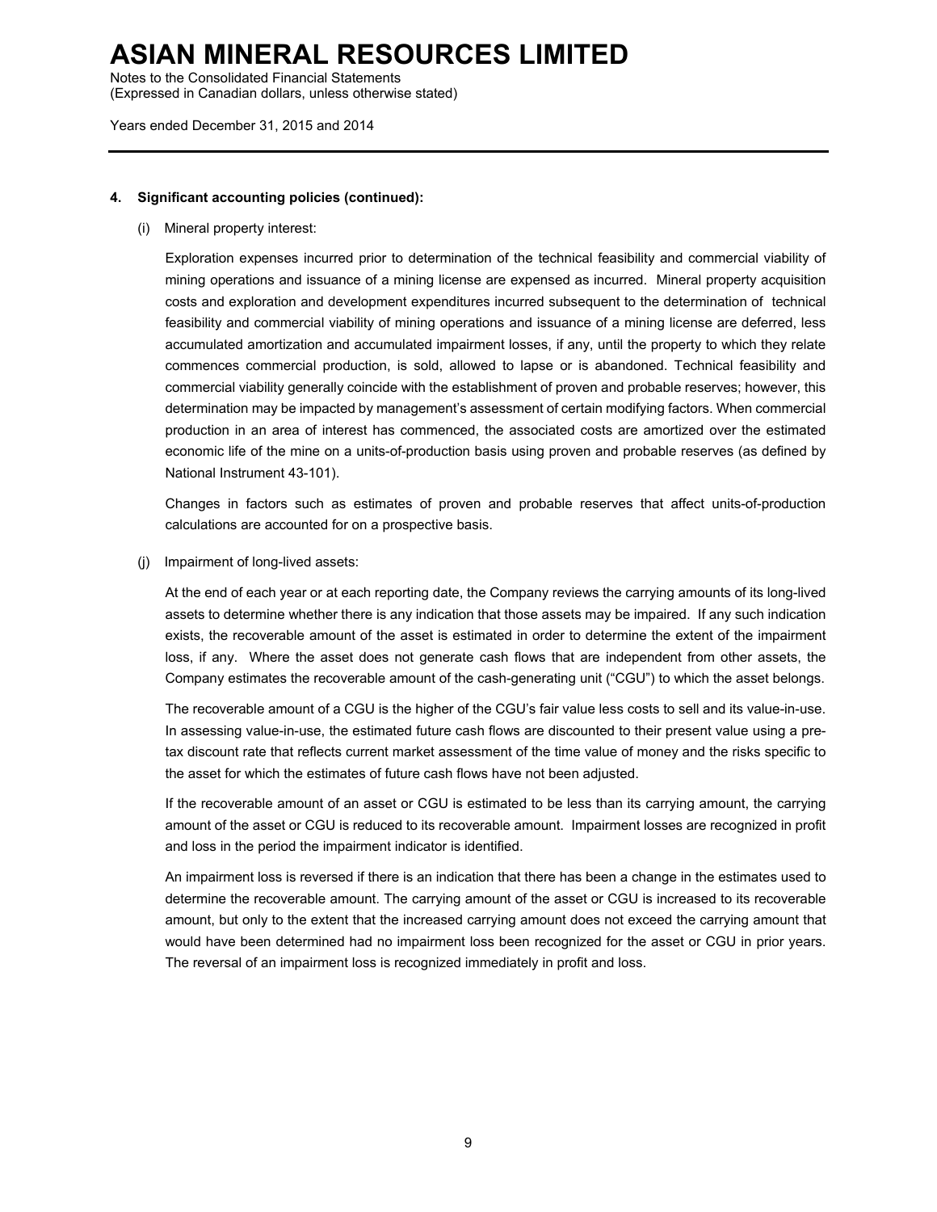### 4. Significant accounting policies (continued):

(i) Mineral property interest:

Exploration expenses incurred prior to determination of the technical feasibility and commercial viability of mining operations and issuance of a mining license are expensed as incurred. Mineral property acquisition costs and exploration and development expenditures incurred subsequent to the determination of technical feasibility and commercial viability of mining operations and issuance of a mining license are deferred, less accumulated amortization and accumulated impairment losses, if any, until the property to which they relate commences commercial production, is sold, allowed to lapse or is abandoned. Technical feasibility and commercial viability generally coincide with the establishment of proven and probable reserves; however, this determination may be impacted by management's assessment of certain modifying factors. When commercial production in an area of interest has commenced, the associated costs are amortized over the estimated economic life of the mine on a units-of-production basis using proven and probable reserves (as defined by National Instrument 43-101).

Changes in factors such as estimates of proven and probable reserves that affect units-of-production calculations are accounted for on a prospective basis.

(j) Impairment of long-lived assets:

At the end of each year or at each reporting date, the Company reviews the carrying amounts of its long-lived assets to determine whether there is any indication that those assets may be impaired. If any such indication exists, the recoverable amount of the asset is estimated in order to determine the extent of the impairment loss, if any. Where the asset does not generate cash flows that are independent from other assets, the Company estimates the recoverable amount of the cash-generating unit ("CGU") to which the asset belongs.

The recoverable amount of a CGU is the higher of the CGU's fair value less costs to sell and its value-in-use. In assessing value-in-use, the estimated future cash flows are discounted to their present value using a pre-tax discount rate that reflects current market assessment of the time value of money and the risks specific to the asset for which the estimates of future cash flows have not been adjusted.

If the recoverable amount of an asset or CGU is estimated to be less than its carrying amount, the carrying amount of the asset or CGU is reduced to its recoverable amount. Impairment losses are recognized in profit and loss in the period the impairment indicator is identified.

An impairment loss is reversed if there is an indication that there has been a change in the estimates used to determine the recoverable amount. The carrying amount of the asset or CGU is increased to its recoverable amount, but only to the extent that the increased carrying amount does not exceed the carrying amount that would have been determined had no impairment loss been recognized for the asset or CGU in prior years. The reversal of an impairment loss is recognized immediately in profit and loss.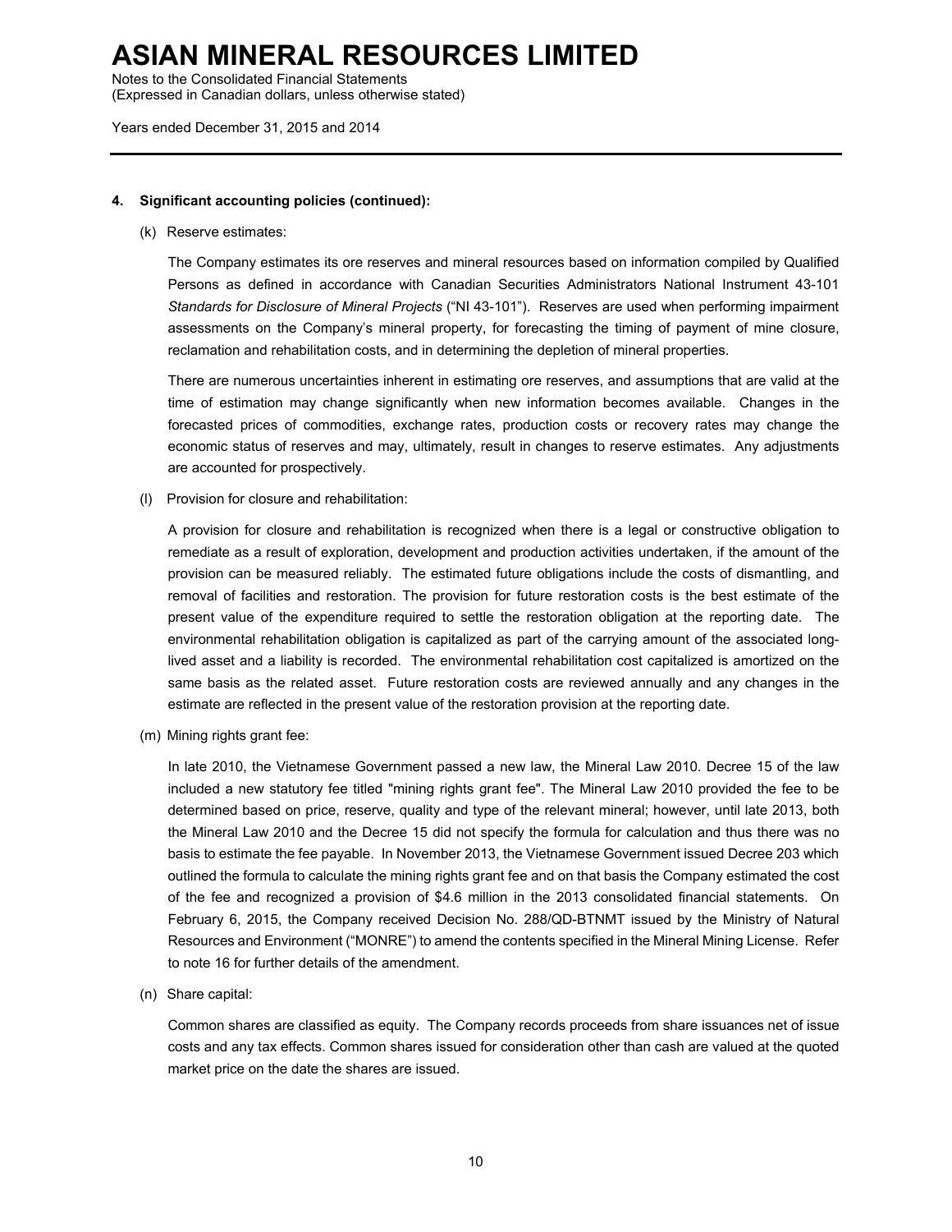**4. Significant accounting policies (continued):**

(k) Reserve estimates:

The Company estimates its ore reserves and mineral resources based on information compiled by Qualified Persons as defined in accordance with Canadian Securities Administrators National Instrument 43-101 *Standards for Disclosure of Mineral Projects* ("NI 43-101"). Reserves are used when performing impairment assessments on the Company's mineral property, for forecasting the timing of payment of mine closure, reclamation and rehabilitation costs, and in determining the depletion of mineral properties.

There are numerous uncertainties inherent in estimating ore reserves, and assumptions that are valid at the time of estimation may change significantly when new information becomes available. Changes in the forecasted prices of commodities, exchange rates, production costs or recovery rates may change the economic status of reserves and may, ultimately, result in changes to reserve estimates. Any adjustments are accounted for prospectively.

(l) Provision for closure and rehabilitation:

A provision for closure and rehabilitation is recognized when there is a legal or constructive obligation to remediate as a result of exploration, development and production activities undertaken, if the amount of the provision can be measured reliably. The estimated future obligations include the costs of dismantling, and removal of facilities and restoration. The provision for future restoration costs is the best estimate of the present value of the expenditure required to settle the restoration obligation at the reporting date. The environmental rehabilitation obligation is capitalized as part of the carrying amount of the associated long-lived asset and a liability is recorded. The environmental rehabilitation cost capitalized is amortized on the same basis as the related asset. Future restoration costs are reviewed annually and any changes in the estimate are reflected in the present value of the restoration provision at the reporting date.

(m) Mining rights grant fee:

In late 2010, the Vietnamese Government passed a new law, the Mineral Law 2010. Decree 15 of the law included a new statutory fee titled "mining rights grant fee". The Mineral Law 2010 provided the fee to be determined based on price, reserve, quality and type of the relevant mineral; however, until late 2013, both the Mineral Law 2010 and the Decree 15 did not specify the formula for calculation and thus there was no basis to estimate the fee payable. In November 2013, the Vietnamese Government issued Decree 203 which outlined the formula to calculate the mining rights grant fee and on that basis the Company estimated the cost of the fee and recognized a provision of $4.6 million in the 2013 consolidated financial statements. On February 6, 2015, the Company received Decision No. 288/QD-BTNMT issued by the Ministry of Natural Resources and Environment ("MONRE") to amend the contents specified in the Mineral Mining License. Refer to note 16 for further details of the amendment.

(n) Share capital:

Common shares are classified as equity. The Company records proceeds from share issuances net of issue costs and any tax effects. Common shares issued for consideration other than cash are valued at the quoted market price on the date the shares are issued.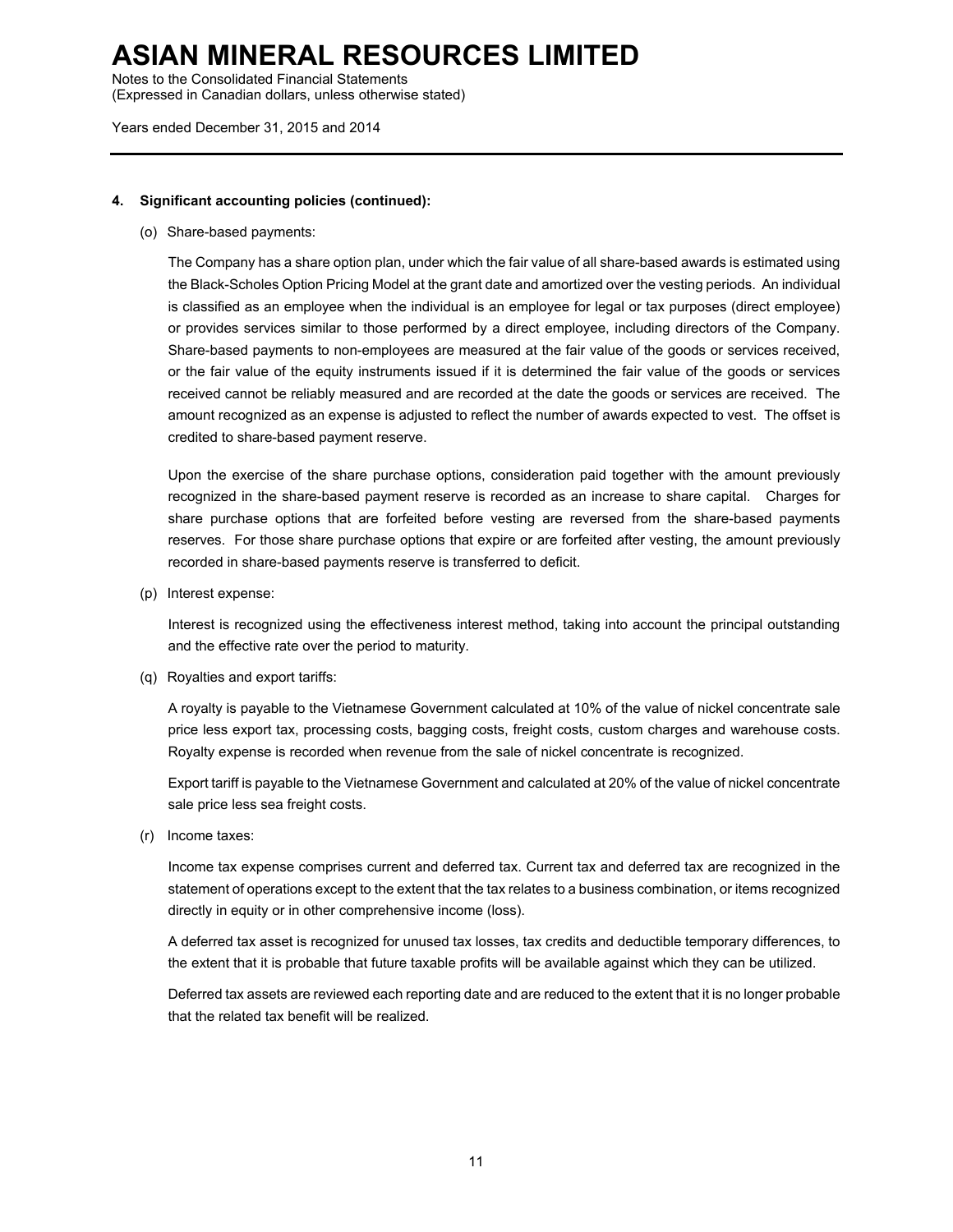#### 4. Significant accounting policies (continued):

(o) Share-based payments:

The Company has a share option plan, under which the fair value of all share-based awards is estimated using the Black-Scholes Option Pricing Model at the grant date and amortized over the vesting periods. An individual is classified as an employee when the individual is an employee for legal or tax purposes (direct employee) or provides services similar to those performed by a direct employee, including directors of the Company. Share-based payments to non-employees are measured at the fair value of the goods or services received, or the fair value of the equity instruments issued if it is determined the fair value of the goods or services received cannot be reliably measured and are recorded at the date the goods or services are received. The amount recognized as an expense is adjusted to reflect the number of awards expected to vest. The offset is credited to share-based payment reserve.

Upon the exercise of the share purchase options, consideration paid together with the amount previously recognized in the share-based payment reserve is recorded as an increase to share capital. Charges for share purchase options that are forfeited before vesting are reversed from the share-based payments reserves. For those share purchase options that expire or are forfeited after vesting, the amount previously recorded in share-based payments reserve is transferred to deficit.

(p) Interest expense:

Interest is recognized using the effectiveness interest method, taking into account the principal outstanding and the effective rate over the period to maturity.

(q) Royalties and export tariffs:

A royalty is payable to the Vietnamese Government calculated at 10% of the value of nickel concentrate sale price less export tax, processing costs, bagging costs, freight costs, custom charges and warehouse costs. Royalty expense is recorded when revenue from the sale of nickel concentrate is recognized.

Export tariff is payable to the Vietnamese Government and calculated at 20% of the value of nickel concentrate sale price less sea freight costs.

(r) Income taxes:

Income tax expense comprises current and deferred tax. Current tax and deferred tax are recognized in the statement of operations except to the extent that the tax relates to a business combination, or items recognized directly in equity or in other comprehensive income (loss).

A deferred tax asset is recognized for unused tax losses, tax credits and deductible temporary differences, to the extent that it is probable that future taxable profits will be available against which they can be utilized.

Deferred tax assets are reviewed each reporting date and are reduced to the extent that it is no longer probable that the related tax benefit will be realized.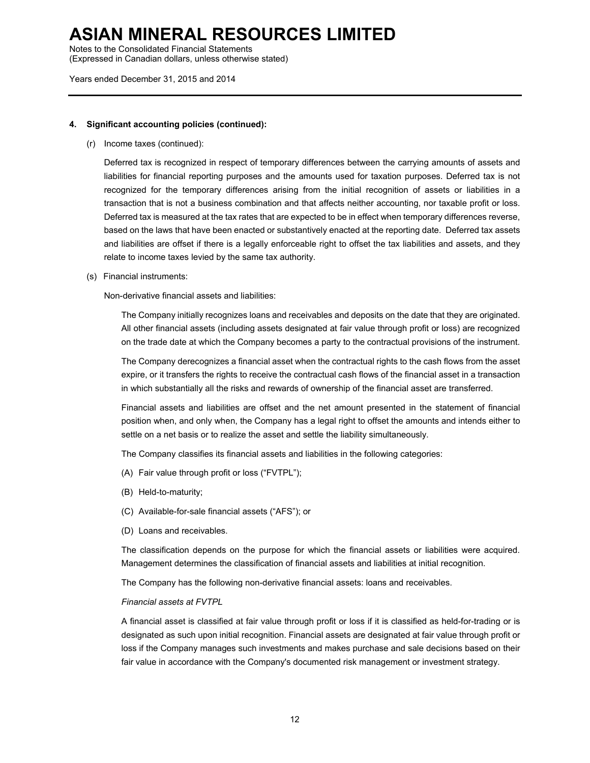#### 4. Significant accounting policies (continued):

(r) Income taxes (continued):

Deferred tax is recognized in respect of temporary differences between the carrying amounts of assets and liabilities for financial reporting purposes and the amounts used for taxation purposes. Deferred tax is not recognized for the temporary differences arising from the initial recognition of assets or liabilities in a transaction that is not a business combination and that affects neither accounting, nor taxable profit or loss. Deferred tax is measured at the tax rates that are expected to be in effect when temporary differences reverse, based on the laws that have been enacted or substantively enacted at the reporting date. Deferred tax assets and liabilities are offset if there is a legally enforceable right to offset the tax liabilities and assets, and they relate to income taxes levied by the same tax authority.

(s) Financial instruments:

Non-derivative financial assets and liabilities:

The Company initially recognizes loans and receivables and deposits on the date that they are originated. All other financial assets (including assets designated at fair value through profit or loss) are recognized on the trade date at which the Company becomes a party to the contractual provisions of the instrument.

The Company derecognizes a financial asset when the contractual rights to the cash flows from the asset expire, or it transfers the rights to receive the contractual cash flows of the financial asset in a transaction in which substantially all the risks and rewards of ownership of the financial asset are transferred.

Financial assets and liabilities are offset and the net amount presented in the statement of financial position when, and only when, the Company has a legal right to offset the amounts and intends either to settle on a net basis or to realize the asset and settle the liability simultaneously.

The Company classifies its financial assets and liabilities in the following categories:

(A) Fair value through profit or loss ("FVTPL");

(B) Held-to-maturity;

(C) Available-for-sale financial assets ("AFS"); or

(D) Loans and receivables.

The classification depends on the purpose for which the financial assets or liabilities were acquired. Management determines the classification of financial assets and liabilities at initial recognition.

The Company has the following non-derivative financial assets: loans and receivables.

*Financial assets at FVTPL*

A financial asset is classified at fair value through profit or loss if it is classified as held-for-trading or is designated as such upon initial recognition. Financial assets are designated at fair value through profit or loss if the Company manages such investments and makes purchase and sale decisions based on their fair value in accordance with the Company's documented risk management or investment strategy.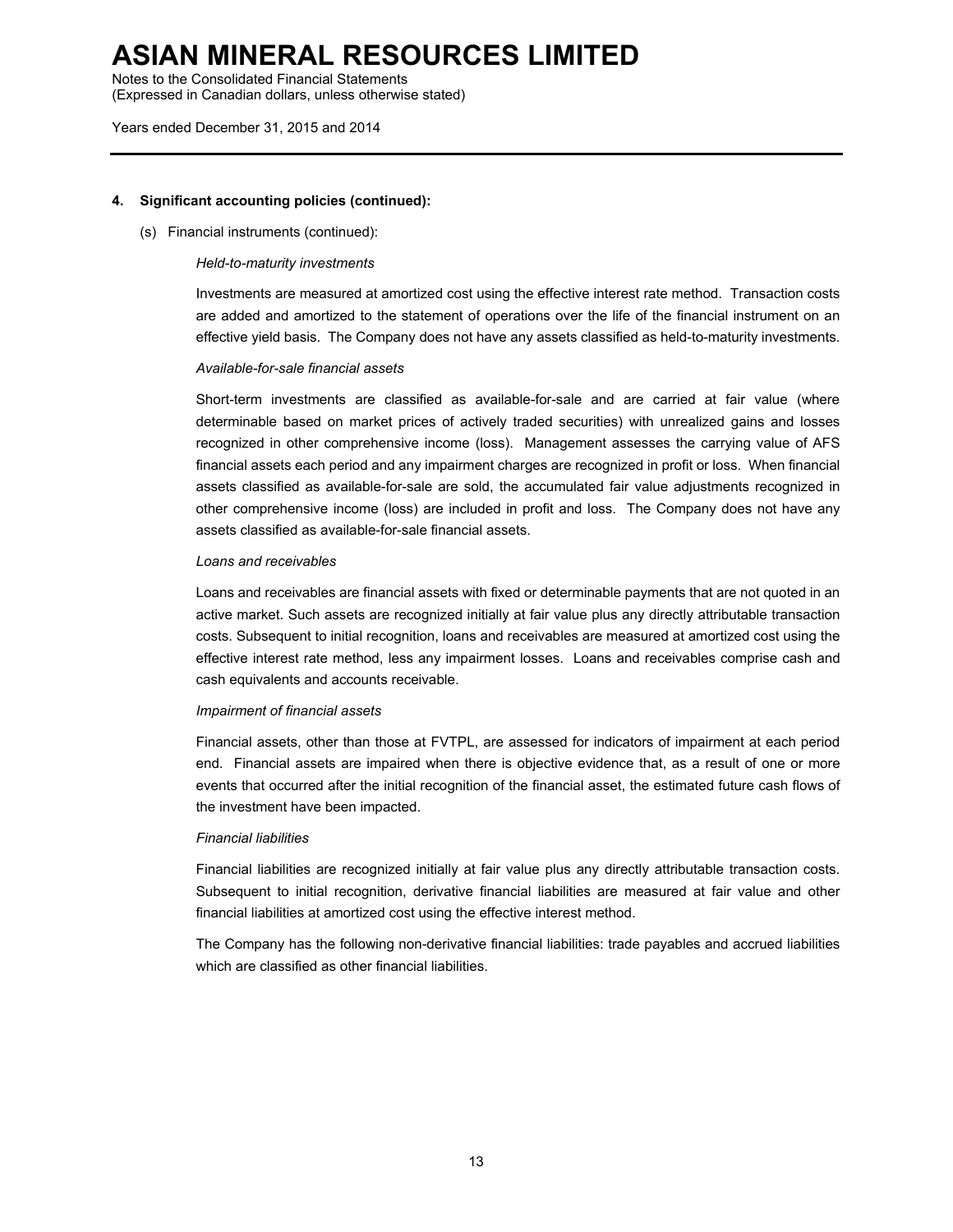#### 4. Significant accounting policies (continued):

(s) Financial instruments (continued):

*Held-to-maturity investments*

Investments are measured at amortized cost using the effective interest rate method. Transaction costs are added and amortized to the statement of operations over the life of the financial instrument on an effective yield basis. The Company does not have any assets classified as held-to-maturity investments.

*Available-for-sale financial assets*

Short-term investments are classified as available-for-sale and are carried at fair value (where determinable based on market prices of actively traded securities) with unrealized gains and losses recognized in other comprehensive income (loss). Management assesses the carrying value of AFS financial assets each period and any impairment charges are recognized in profit or loss. When financial assets classified as available-for-sale are sold, the accumulated fair value adjustments recognized in other comprehensive income (loss) are included in profit and loss. The Company does not have any assets classified as available-for-sale financial assets.

*Loans and receivables*

Loans and receivables are financial assets with fixed or determinable payments that are not quoted in an active market. Such assets are recognized initially at fair value plus any directly attributable transaction costs. Subsequent to initial recognition, loans and receivables are measured at amortized cost using the effective interest rate method, less any impairment losses. Loans and receivables comprise cash and cash equivalents and accounts receivable.

*Impairment of financial assets*

Financial assets, other than those at FVTPL, are assessed for indicators of impairment at each period end. Financial assets are impaired when there is objective evidence that, as a result of one or more events that occurred after the initial recognition of the financial asset, the estimated future cash flows of the investment have been impacted.

*Financial liabilities*

Financial liabilities are recognized initially at fair value plus any directly attributable transaction costs. Subsequent to initial recognition, derivative financial liabilities are measured at fair value and other financial liabilities at amortized cost using the effective interest method.

The Company has the following non-derivative financial liabilities: trade payables and accrued liabilities which are classified as other financial liabilities.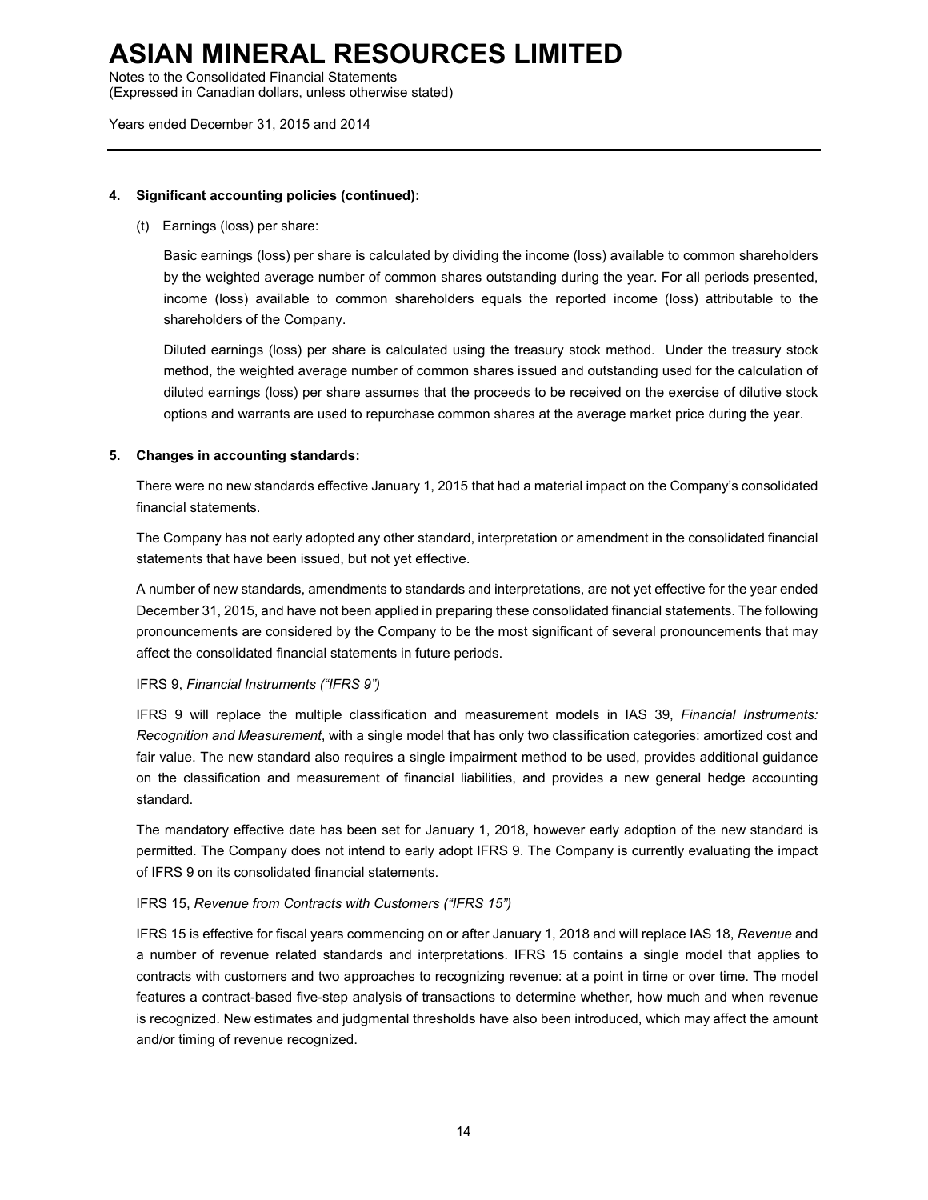#### 4. Significant accounting policies (continued):

(t) Earnings (loss) per share:

Basic earnings (loss) per share is calculated by dividing the income (loss) available to common shareholders by the weighted average number of common shares outstanding during the year. For all periods presented, income (loss) available to common shareholders equals the reported income (loss) attributable to the shareholders of the Company.

Diluted earnings (loss) per share is calculated using the treasury stock method. Under the treasury stock method, the weighted average number of common shares issued and outstanding used for the calculation of diluted earnings (loss) per share assumes that the proceeds to be received on the exercise of dilutive stock options and warrants are used to repurchase common shares at the average market price during the year.

#### 5. Changes in accounting standards:

There were no new standards effective January 1, 2015 that had a material impact on the Company's consolidated financial statements.

The Company has not early adopted any other standard, interpretation or amendment in the consolidated financial statements that have been issued, but not yet effective.

A number of new standards, amendments to standards and interpretations, are not yet effective for the year ended December 31, 2015, and have not been applied in preparing these consolidated financial statements. The following pronouncements are considered by the Company to be the most significant of several pronouncements that may affect the consolidated financial statements in future periods.

IFRS 9, *Financial Instruments ("IFRS 9")*

IFRS 9 will replace the multiple classification and measurement models in IAS 39, *Financial Instruments: Recognition and Measurement*, with a single model that has only two classification categories: amortized cost and fair value. The new standard also requires a single impairment method to be used, provides additional guidance on the classification and measurement of financial liabilities, and provides a new general hedge accounting standard.

The mandatory effective date has been set for January 1, 2018, however early adoption of the new standard is permitted. The Company does not intend to early adopt IFRS 9. The Company is currently evaluating the impact of IFRS 9 on its consolidated financial statements.

IFRS 15, *Revenue from Contracts with Customers ("IFRS 15")*

IFRS 15 is effective for fiscal years commencing on or after January 1, 2018 and will replace IAS 18, *Revenue* and a number of revenue related standards and interpretations. IFRS 15 contains a single model that applies to contracts with customers and two approaches to recognizing revenue: at a point in time or over time. The model features a contract-based five-step analysis of transactions to determine whether, how much and when revenue is recognized. New estimates and judgmental thresholds have also been introduced, which may affect the amount and/or timing of revenue recognized.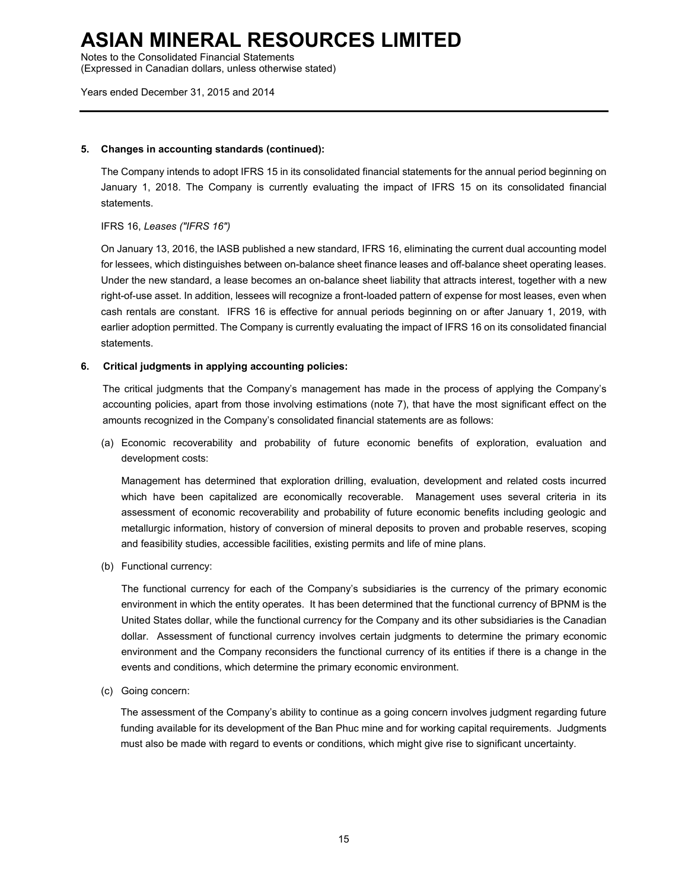**5. Changes in accounting standards (continued):**

The Company intends to adopt IFRS 15 in its consolidated financial statements for the annual period beginning on January 1, 2018. The Company is currently evaluating the impact of IFRS 15 on its consolidated financial statements.

IFRS 16, *Leases ("IFRS 16")*

On January 13, 2016, the IASB published a new standard, IFRS 16, eliminating the current dual accounting model for lessees, which distinguishes between on-balance sheet finance leases and off-balance sheet operating leases. Under the new standard, a lease becomes an on-balance sheet liability that attracts interest, together with a new right-of-use asset. In addition, lessees will recognize a front-loaded pattern of expense for most leases, even when cash rentals are constant. IFRS 16 is effective for annual periods beginning on or after January 1, 2019, with earlier adoption permitted. The Company is currently evaluating the impact of IFRS 16 on its consolidated financial statements.

**6. Critical judgments in applying accounting policies:**

The critical judgments that the Company's management has made in the process of applying the Company's accounting policies, apart from those involving estimations (note 7), that have the most significant effect on the amounts recognized in the Company's consolidated financial statements are as follows:

(a) Economic recoverability and probability of future economic benefits of exploration, evaluation and development costs:

Management has determined that exploration drilling, evaluation, development and related costs incurred which have been capitalized are economically recoverable. Management uses several criteria in its assessment of economic recoverability and probability of future economic benefits including geologic and metallurgic information, history of conversion of mineral deposits to proven and probable reserves, scoping and feasibility studies, accessible facilities, existing permits and life of mine plans.

(b) Functional currency:

The functional currency for each of the Company's subsidiaries is the currency of the primary economic environment in which the entity operates. It has been determined that the functional currency of BPNM is the United States dollar, while the functional currency for the Company and its other subsidiaries is the Canadian dollar. Assessment of functional currency involves certain judgments to determine the primary economic environment and the Company reconsiders the functional currency of its entities if there is a change in the events and conditions, which determine the primary economic environment.

(c) Going concern:

The assessment of the Company's ability to continue as a going concern involves judgment regarding future funding available for its development of the Ban Phuc mine and for working capital requirements. Judgments must also be made with regard to events or conditions, which might give rise to significant uncertainty.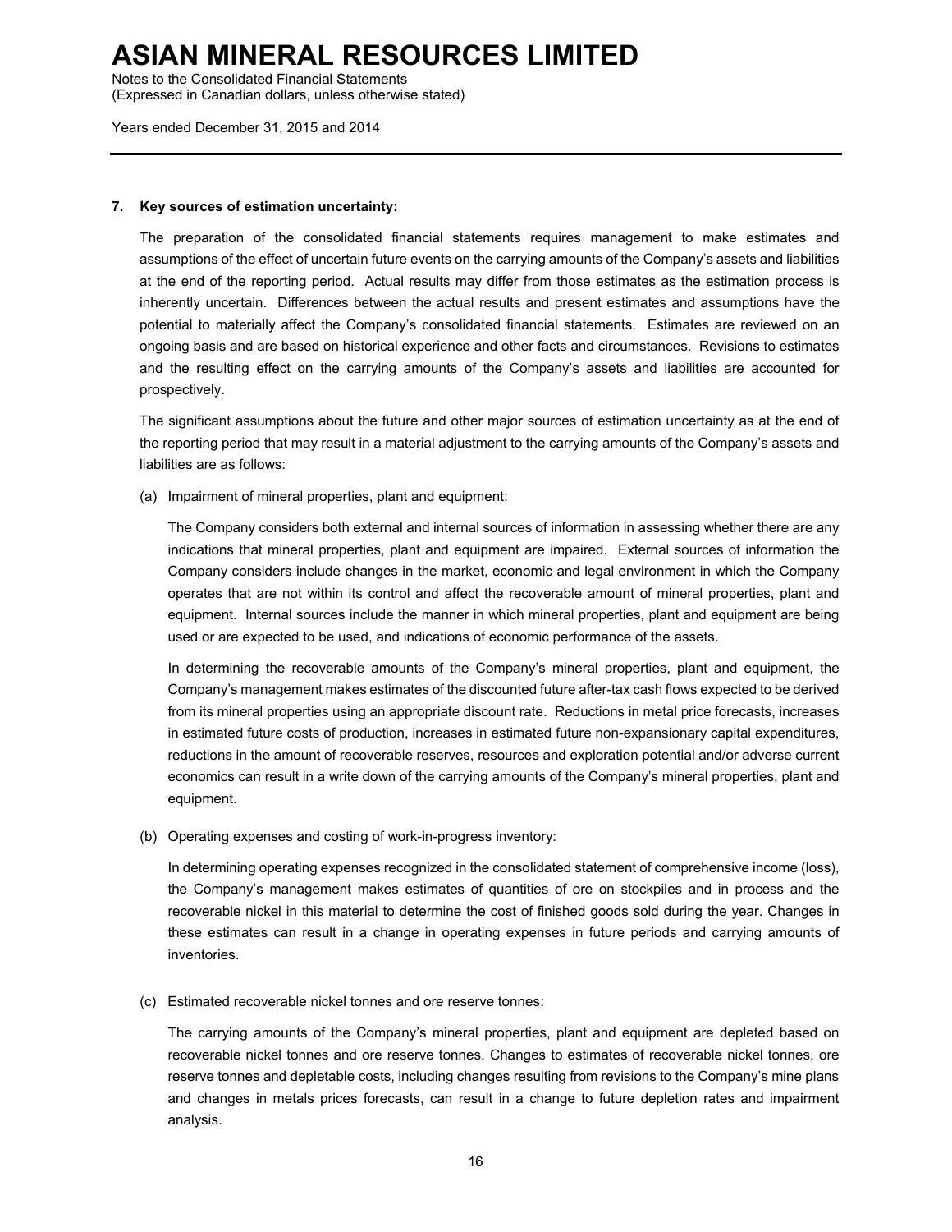### 7. Key sources of estimation uncertainty:

The preparation of the consolidated financial statements requires management to make estimates and assumptions of the effect of uncertain future events on the carrying amounts of the Company's assets and liabilities at the end of the reporting period. Actual results may differ from those estimates as the estimation process is inherently uncertain. Differences between the actual results and present estimates and assumptions have the potential to materially affect the Company's consolidated financial statements. Estimates are reviewed on an ongoing basis and are based on historical experience and other facts and circumstances. Revisions to estimates and the resulting effect on the carrying amounts of the Company's assets and liabilities are accounted for prospectively.

The significant assumptions about the future and other major sources of estimation uncertainty as at the end of the reporting period that may result in a material adjustment to the carrying amounts of the Company's assets and liabilities are as follows:

(a) Impairment of mineral properties, plant and equipment:

The Company considers both external and internal sources of information in assessing whether there are any indications that mineral properties, plant and equipment are impaired. External sources of information the Company considers include changes in the market, economic and legal environment in which the Company operates that are not within its control and affect the recoverable amount of mineral properties, plant and equipment. Internal sources include the manner in which mineral properties, plant and equipment are being used or are expected to be used, and indications of economic performance of the assets.

In determining the recoverable amounts of the Company's mineral properties, plant and equipment, the Company's management makes estimates of the discounted future after-tax cash flows expected to be derived from its mineral properties using an appropriate discount rate. Reductions in metal price forecasts, increases in estimated future costs of production, increases in estimated future non-expansionary capital expenditures, reductions in the amount of recoverable reserves, resources and exploration potential and/or adverse current economics can result in a write down of the carrying amounts of the Company's mineral properties, plant and equipment.

(b) Operating expenses and costing of work-in-progress inventory:

In determining operating expenses recognized in the consolidated statement of comprehensive income (loss), the Company's management makes estimates of quantities of ore on stockpiles and in process and the recoverable nickel in this material to determine the cost of finished goods sold during the year. Changes in these estimates can result in a change in operating expenses in future periods and carrying amounts of inventories.

(c) Estimated recoverable nickel tonnes and ore reserve tonnes:

The carrying amounts of the Company's mineral properties, plant and equipment are depleted based on recoverable nickel tonnes and ore reserve tonnes. Changes to estimates of recoverable nickel tonnes, ore reserve tonnes and depletable costs, including changes resulting from revisions to the Company's mine plans and changes in metals prices forecasts, can result in a change to future depletion rates and impairment analysis.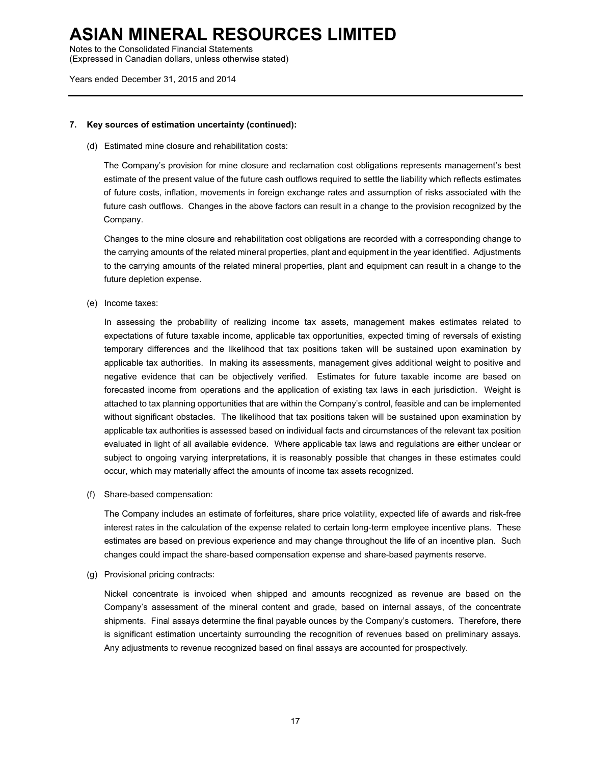## 7. Key sources of estimation uncertainty (continued):

(d) Estimated mine closure and rehabilitation costs:

The Company's provision for mine closure and reclamation cost obligations represents management's best estimate of the present value of the future cash outflows required to settle the liability which reflects estimates of future costs, inflation, movements in foreign exchange rates and assumption of risks associated with the future cash outflows. Changes in the above factors can result in a change to the provision recognized by the Company.

Changes to the mine closure and rehabilitation cost obligations are recorded with a corresponding change to the carrying amounts of the related mineral properties, plant and equipment in the year identified. Adjustments to the carrying amounts of the related mineral properties, plant and equipment can result in a change to the future depletion expense.

(e) Income taxes:

In assessing the probability of realizing income tax assets, management makes estimates related to expectations of future taxable income, applicable tax opportunities, expected timing of reversals of existing temporary differences and the likelihood that tax positions taken will be sustained upon examination by applicable tax authorities. In making its assessments, management gives additional weight to positive and negative evidence that can be objectively verified. Estimates for future taxable income are based on forecasted income from operations and the application of existing tax laws in each jurisdiction. Weight is attached to tax planning opportunities that are within the Company's control, feasible and can be implemented without significant obstacles. The likelihood that tax positions taken will be sustained upon examination by applicable tax authorities is assessed based on individual facts and circumstances of the relevant tax position evaluated in light of all available evidence. Where applicable tax laws and regulations are either unclear or subject to ongoing varying interpretations, it is reasonably possible that changes in these estimates could occur, which may materially affect the amounts of income tax assets recognized.

(f) Share-based compensation:

The Company includes an estimate of forfeitures, share price volatility, expected life of awards and risk-free interest rates in the calculation of the expense related to certain long-term employee incentive plans. These estimates are based on previous experience and may change throughout the life of an incentive plan. Such changes could impact the share-based compensation expense and share-based payments reserve.

(g) Provisional pricing contracts:

Nickel concentrate is invoiced when shipped and amounts recognized as revenue are based on the Company's assessment of the mineral content and grade, based on internal assays, of the concentrate shipments. Final assays determine the final payable ounces by the Company's customers. Therefore, there is significant estimation uncertainty surrounding the recognition of revenues based on preliminary assays. Any adjustments to revenue recognized based on final assays are accounted for prospectively.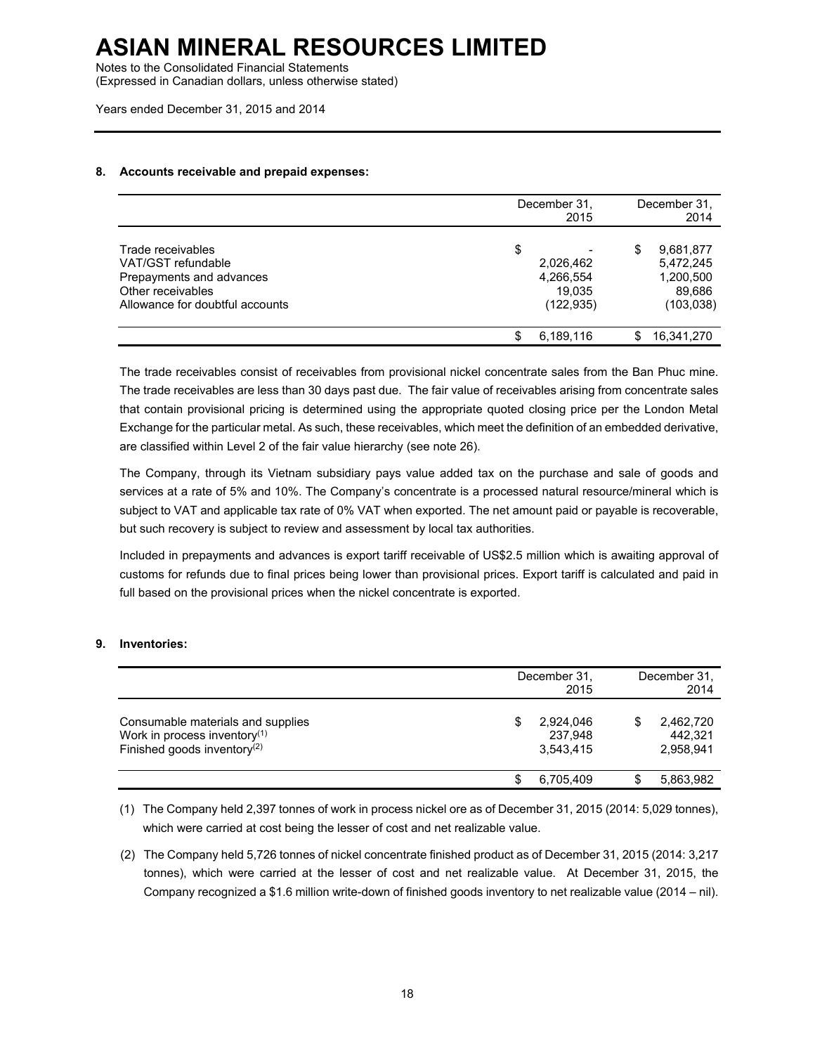### 8. Accounts receivable and prepaid expenses:

| | December 31, 2015 | December 31, 2014 |
|---|---|---|
| Trade receivables | $ - | $ 9,681,877 |
| VAT/GST refundable | 2,026,462 | 5,472,245 |
| Prepayments and advances | 4,266,554 | 1,200,500 |
| Other receivables | 19,035 | 89,686 |
| Allowance for doubtful accounts | (122,935) | (103,038) |
| | $ 6,189,116 | $ 16,341,270 |

The trade receivables consist of receivables from provisional nickel concentrate sales from the Ban Phuc mine. The trade receivables are less than 30 days past due. The fair value of receivables arising from concentrate sales that contain provisional pricing is determined using the appropriate quoted closing price per the London Metal Exchange for the particular metal. As such, these receivables, which meet the definition of an embedded derivative, are classified within Level 2 of the fair value hierarchy (see note 26).

The Company, through its Vietnam subsidiary pays value added tax on the purchase and sale of goods and services at a rate of 5% and 10%. The Company's concentrate is a processed natural resource/mineral which is subject to VAT and applicable tax rate of 0% VAT when exported. The net amount paid or payable is recoverable, but such recovery is subject to review and assessment by local tax authorities.

Included in prepayments and advances is export tariff receivable of US$2.5 million which is awaiting approval of customs for refunds due to final prices being lower than provisional prices. Export tariff is calculated and paid in full based on the provisional prices when the nickel concentrate is exported.

### 9. Inventories:

| | December 31, 2015 | December 31, 2014 |
|---|---|---|
| Consumable materials and supplies | $ 2,924,046 | $ 2,462,720 |
| Work in process inventory(1) | 237,948 | 442,321 |
| Finished goods inventory(2) | 3,543,415 | 2,958,941 |
| | $ 6,705,409 | $ 5,863,982 |

(1) The Company held 2,397 tonnes of work in process nickel ore as of December 31, 2015 (2014: 5,029 tonnes), which were carried at cost being the lesser of cost and net realizable value.

(2) The Company held 5,726 tonnes of nickel concentrate finished product as of December 31, 2015 (2014: 3,217 tonnes), which were carried at the lesser of cost and net realizable value. At December 31, 2015, the Company recognized a $1.6 million write-down of finished goods inventory to net realizable value (2014 – nil).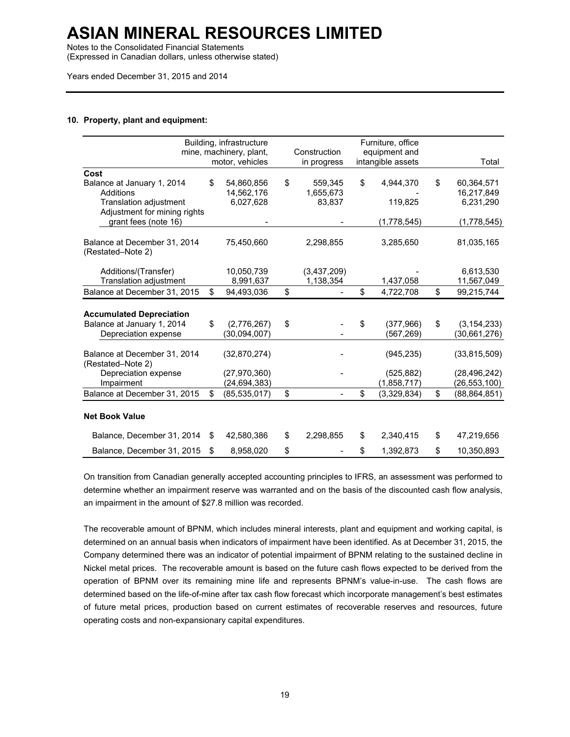# ASIAN MINERAL RESOURCES LIMITED

Notes to the Consolidated Financial Statements
(Expressed in Canadian dollars, unless otherwise stated)

Years ended December 31, 2015 and 2014

**10. Property, plant and equipment:**

| | Building, infrastructure mine, machinery, plant, motor, vehicles | Construction in progress | Furniture, office equipment and intangible assets | Total |
|---|---|---|---|---|
| **Cost** | | | | |
| Balance at January 1, 2014 | $ 54,860,856 | $ 559,345 | $ 4,944,370 | $ 60,364,571 |
| Additions | 14,562,176 | 1,655,673 | - | 16,217,849 |
| Translation adjustment | 6,027,628 | 83,837 | 119,825 | 6,231,290 |
| Adjustment for mining rights grant fees (note 16) | - | - | (1,778,545) | (1,778,545) |
| Balance at December 31, 2014 (Restated–Note 2) | 75,450,660 | 2,298,855 | 3,285,650 | 81,035,165 |
| Additions/(Transfer) | 10,050,739 | (3,437,209) | - | 6,613,530 |
| Translation adjustment | 8,991,637 | 1,138,354 | 1,437,058 | 11,567,049 |
| Balance at December 31, 2015 | $ 94,493,036 | $ - | $ 4,722,708 | $ 99,215,744 |
| **Accumulated Depreciation** | | | | |
| Balance at January 1, 2014 | $ (2,776,267) | $ - | $ (377,966) | $ (3,154,233) |
| Depreciation expense | (30,094,007) | - | (567,269) | (30,661,276) |
| Balance at December 31, 2014 (Restated–Note 2) | (32,870,274) | - | (945,235) | (33,815,509) |
| Depreciation expense | (27,970,360) | - | (525,882) | (28,496,242) |
| Impairment | (24,694,383) | | (1,858,717) | (26,553,100) |
| Balance at December 31, 2015 | $ (85,535,017) | $ - | $ (3,329,834) | $ (88,864,851) |
| **Net Book Value** | | | | |
| Balance, December 31, 2014 | $ 42,580,386 | $ 2,298,855 | $ 2,340,415 | $ 47,219,656 |
| Balance, December 31, 2015 | $ 8,958,020 | $ - | $ 1,392,873 | $ 10,350,893 |

On transition from Canadian generally accepted accounting principles to IFRS, an assessment was performed to determine whether an impairment reserve was warranted and on the basis of the discounted cash flow analysis, an impairment in the amount of $27.8 million was recorded.

The recoverable amount of BPNM, which includes mineral interests, plant and equipment and working capital, is determined on an annual basis when indicators of impairment have been identified. As at December 31, 2015, the Company determined there was an indicator of potential impairment of BPNM relating to the sustained decline in Nickel metal prices. The recoverable amount is based on the future cash flows expected to be derived from the operation of BPNM over its remaining mine life and represents BPNM's value-in-use. The cash flows are determined based on the life-of-mine after tax cash flow forecast which incorporate management's best estimates of future metal prices, production based on current estimates of recoverable reserves and resources, future operating costs and non-expansionary capital expenditures.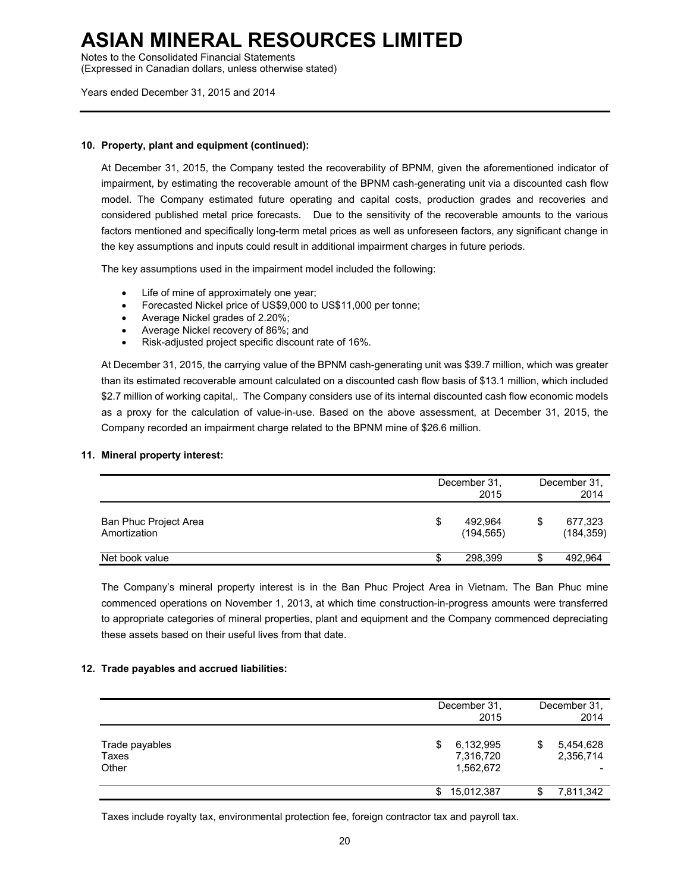### 10. Property, plant and equipment (continued):

At December 31, 2015, the Company tested the recoverability of BPNM, given the aforementioned indicator of impairment, by estimating the recoverable amount of the BPNM cash-generating unit via a discounted cash flow model. The Company estimated future operating and capital costs, production grades and recoveries and considered published metal price forecasts. Due to the sensitivity of the recoverable amounts to the various factors mentioned and specifically long-term metal prices as well as unforeseen factors, any significant change in the key assumptions and inputs could result in additional impairment charges in future periods.

The key assumptions used in the impairment model included the following:

- Life of mine of approximately one year;
- Forecasted Nickel price of US$9,000 to US$11,000 per tonne;
- Average Nickel grades of 2.20%;
- Average Nickel recovery of 86%; and
- Risk-adjusted project specific discount rate of 16%.

At December 31, 2015, the carrying value of the BPNM cash-generating unit was $39.7 million, which was greater than its estimated recoverable amount calculated on a discounted cash flow basis of $13.1 million, which included $2.7 million of working capital,. The Company considers use of its internal discounted cash flow economic models as a proxy for the calculation of value-in-use. Based on the above assessment, at December 31, 2015, the Company recorded an impairment charge related to the BPNM mine of $26.6 million.

### 11. Mineral property interest:

| | December 31, 2015 | December 31, 2014 |
|---|---|---|
| Ban Phuc Project Area | $ 492,964 | $ 677,323 |
| Amortization | (194,565) | (184,359) |
| Net book value | $ 298,399 | $ 492,964 |

The Company's mineral property interest is in the Ban Phuc Project Area in Vietnam. The Ban Phuc mine commenced operations on November 1, 2013, at which time construction-in-progress amounts were transferred to appropriate categories of mineral properties, plant and equipment and the Company commenced depreciating these assets based on their useful lives from that date.

### 12. Trade payables and accrued liabilities:

| | December 31, 2015 | December 31, 2014 |
|---|---|---|
| Trade payables | $ 6,132,995 | $ 5,454,628 |
| Taxes | 7,316,720 | 2,356,714 |
| Other | 1,562,672 | - |
| | $ 15,012,387 | $ 7,811,342 |

Taxes include royalty tax, environmental protection fee, foreign contractor tax and payroll tax.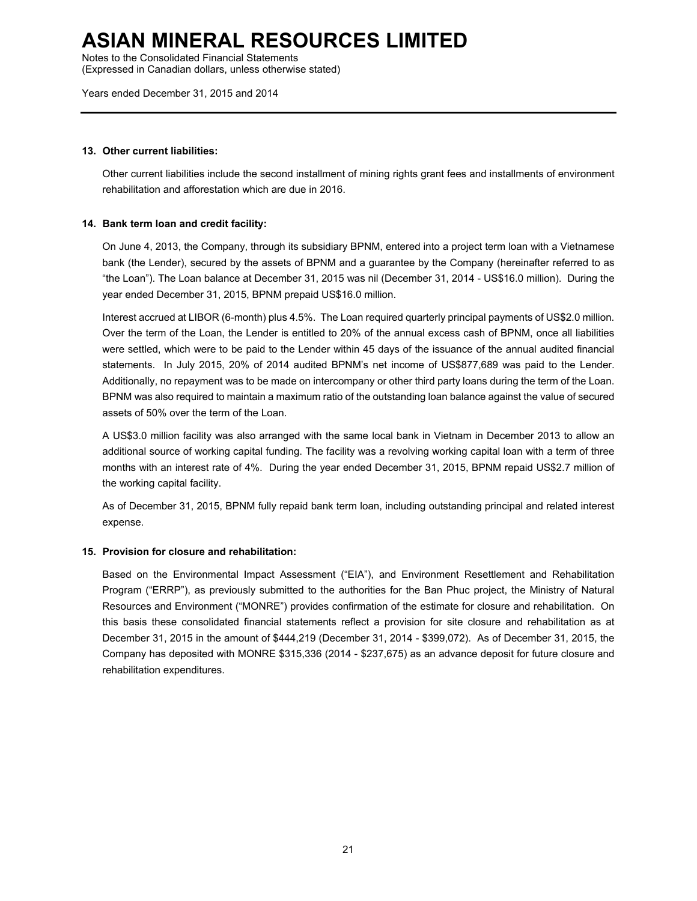### 13. Other current liabilities:

Other current liabilities include the second installment of mining rights grant fees and installments of environment rehabilitation and afforestation which are due in 2016.

### 14. Bank term loan and credit facility:

On June 4, 2013, the Company, through its subsidiary BPNM, entered into a project term loan with a Vietnamese bank (the Lender), secured by the assets of BPNM and a guarantee by the Company (hereinafter referred to as "the Loan"). The Loan balance at December 31, 2015 was nil (December 31, 2014 - US$16.0 million). During the year ended December 31, 2015, BPNM prepaid US$16.0 million.

Interest accrued at LIBOR (6-month) plus 4.5%. The Loan required quarterly principal payments of US$2.0 million. Over the term of the Loan, the Lender is entitled to 20% of the annual excess cash of BPNM, once all liabilities were settled, which were to be paid to the Lender within 45 days of the issuance of the annual audited financial statements. In July 2015, 20% of 2014 audited BPNM's net income of US$877,689 was paid to the Lender. Additionally, no repayment was to be made on intercompany or other third party loans during the term of the Loan. BPNM was also required to maintain a maximum ratio of the outstanding loan balance against the value of secured assets of 50% over the term of the Loan.

A US$3.0 million facility was also arranged with the same local bank in Vietnam in December 2013 to allow an additional source of working capital funding. The facility was a revolving working capital loan with a term of three months with an interest rate of 4%. During the year ended December 31, 2015, BPNM repaid US$2.7 million of the working capital facility.

As of December 31, 2015, BPNM fully repaid bank term loan, including outstanding principal and related interest expense.

### 15. Provision for closure and rehabilitation:

Based on the Environmental Impact Assessment ("EIA"), and Environment Resettlement and Rehabilitation Program ("ERRP"), as previously submitted to the authorities for the Ban Phuc project, the Ministry of Natural Resources and Environment ("MONRE") provides confirmation of the estimate for closure and rehabilitation. On this basis these consolidated financial statements reflect a provision for site closure and rehabilitation as at December 31, 2015 in the amount of $444,219 (December 31, 2014 - $399,072). As of December 31, 2015, the Company has deposited with MONRE $315,336 (2014 - $237,675) as an advance deposit for future closure and rehabilitation expenditures.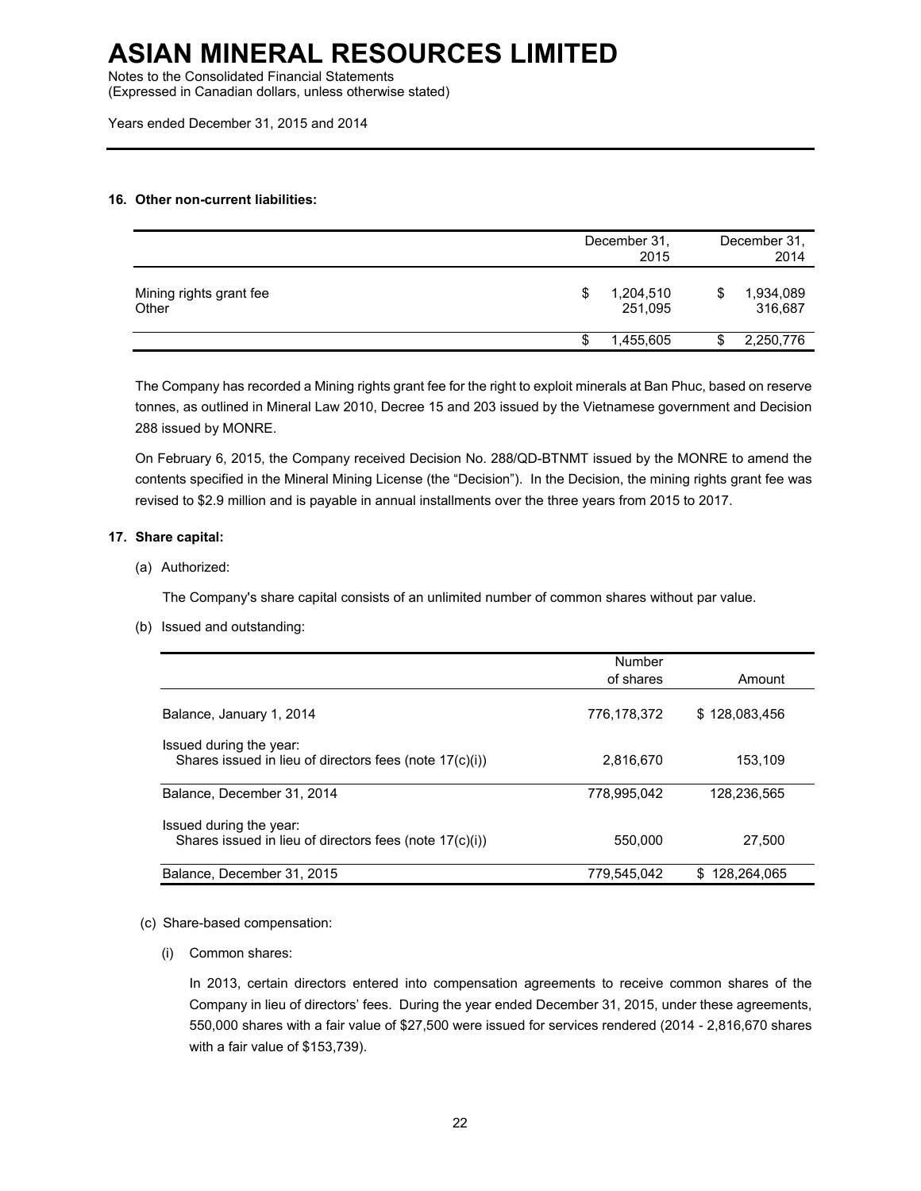# ASIAN MINERAL RESOURCES LIMITED

Notes to the Consolidated Financial Statements
(Expressed in Canadian dollars, unless otherwise stated)

Years ended December 31, 2015 and 2014

**16. Other non-current liabilities:**

| | December 31, 2015 | December 31, 2014 |
|---|---|---|
| Mining rights grant fee | $ 1,204,510 | $ 1,934,089 |
| Other | 251,095 | 316,687 |
| | $ 1,455,605 | $ 2,250,776 |

The Company has recorded a Mining rights grant fee for the right to exploit minerals at Ban Phuc, based on reserve tonnes, as outlined in Mineral Law 2010, Decree 15 and 203 issued by the Vietnamese government and Decision 288 issued by MONRE.

On February 6, 2015, the Company received Decision No. 288/QD-BTNMT issued by the MONRE to amend the contents specified in the Mineral Mining License (the "Decision"). In the Decision, the mining rights grant fee was revised to $2.9 million and is payable in annual installments over the three years from 2015 to 2017.

**17. Share capital:**

(a) Authorized:

The Company's share capital consists of an unlimited number of common shares without par value.

(b) Issued and outstanding:

| | Number of shares | Amount |
|---|---|---|
| Balance, January 1, 2014 | 776,178,372 | $ 128,083,456 |
| Issued during the year:<br>Shares issued in lieu of directors fees (note 17(c)(i)) | 2,816,670 | 153,109 |
| Balance, December 31, 2014 | 778,995,042 | 128,236,565 |
| Issued during the year:<br>Shares issued in lieu of directors fees (note 17(c)(i)) | 550,000 | 27,500 |
| Balance, December 31, 2015 | 779,545,042 | $ 128,264,065 |

(c) Share-based compensation:

(i) Common shares:

In 2013, certain directors entered into compensation agreements to receive common shares of the Company in lieu of directors' fees. During the year ended December 31, 2015, under these agreements, 550,000 shares with a fair value of $27,500 were issued for services rendered (2014 - 2,816,670 shares with a fair value of $153,739).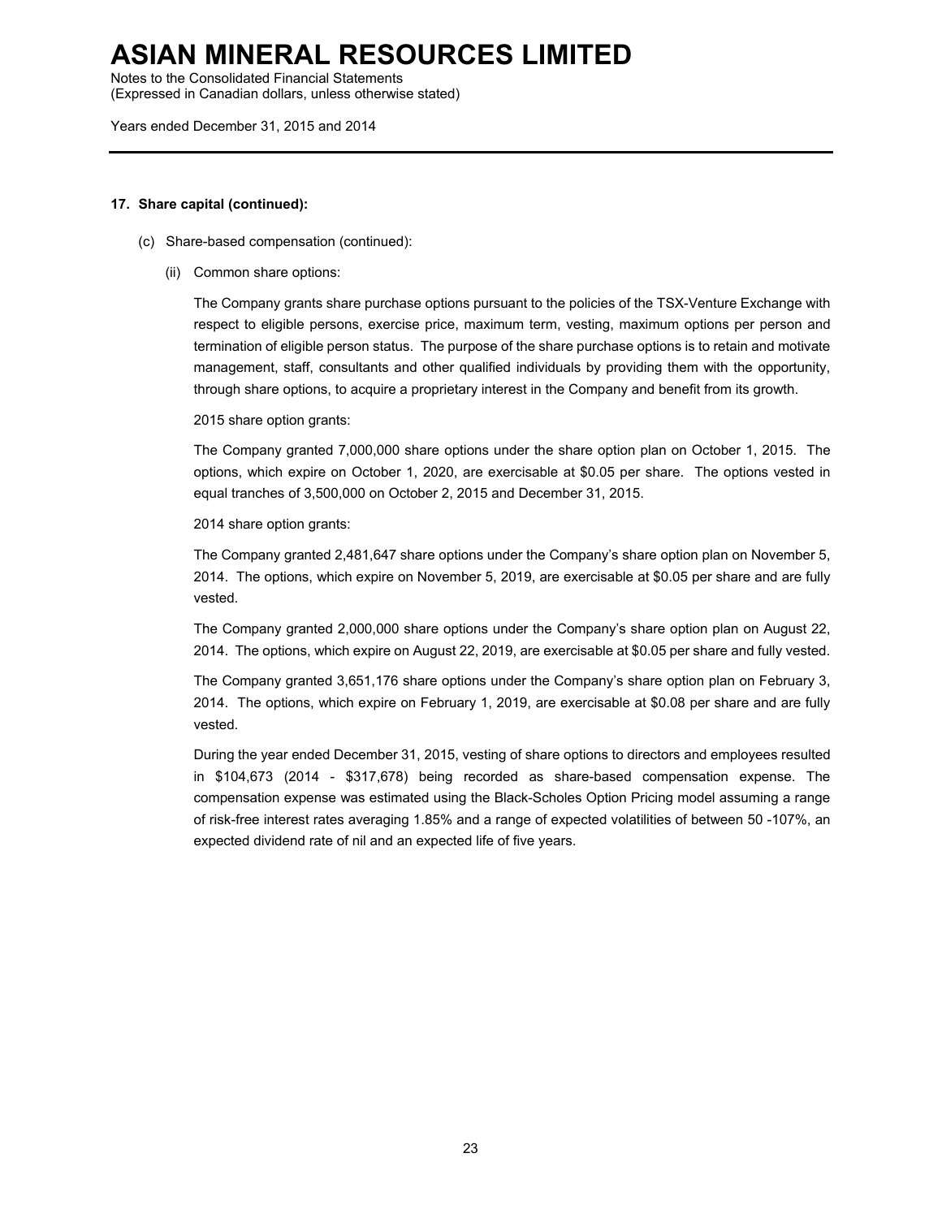**17. Share capital (continued):**

(c) Share-based compensation (continued):

(ii) Common share options:

The Company grants share purchase options pursuant to the policies of the TSX-Venture Exchange with respect to eligible persons, exercise price, maximum term, vesting, maximum options per person and termination of eligible person status. The purpose of the share purchase options is to retain and motivate management, staff, consultants and other qualified individuals by providing them with the opportunity, through share options, to acquire a proprietary interest in the Company and benefit from its growth.

2015 share option grants:

The Company granted 7,000,000 share options under the share option plan on October 1, 2015. The options, which expire on October 1, 2020, are exercisable at $0.05 per share. The options vested in equal tranches of 3,500,000 on October 2, 2015 and December 31, 2015.

2014 share option grants:

The Company granted 2,481,647 share options under the Company's share option plan on November 5, 2014. The options, which expire on November 5, 2019, are exercisable at $0.05 per share and are fully vested.

The Company granted 2,000,000 share options under the Company's share option plan on August 22, 2014. The options, which expire on August 22, 2019, are exercisable at $0.05 per share and fully vested.

The Company granted 3,651,176 share options under the Company's share option plan on February 3, 2014. The options, which expire on February 1, 2019, are exercisable at $0.08 per share and are fully vested.

During the year ended December 31, 2015, vesting of share options to directors and employees resulted in $104,673 (2014 - $317,678) being recorded as share-based compensation expense. The compensation expense was estimated using the Black-Scholes Option Pricing model assuming a range of risk-free interest rates averaging 1.85% and a range of expected volatilities of between 50 -107%, an expected dividend rate of nil and an expected life of five years.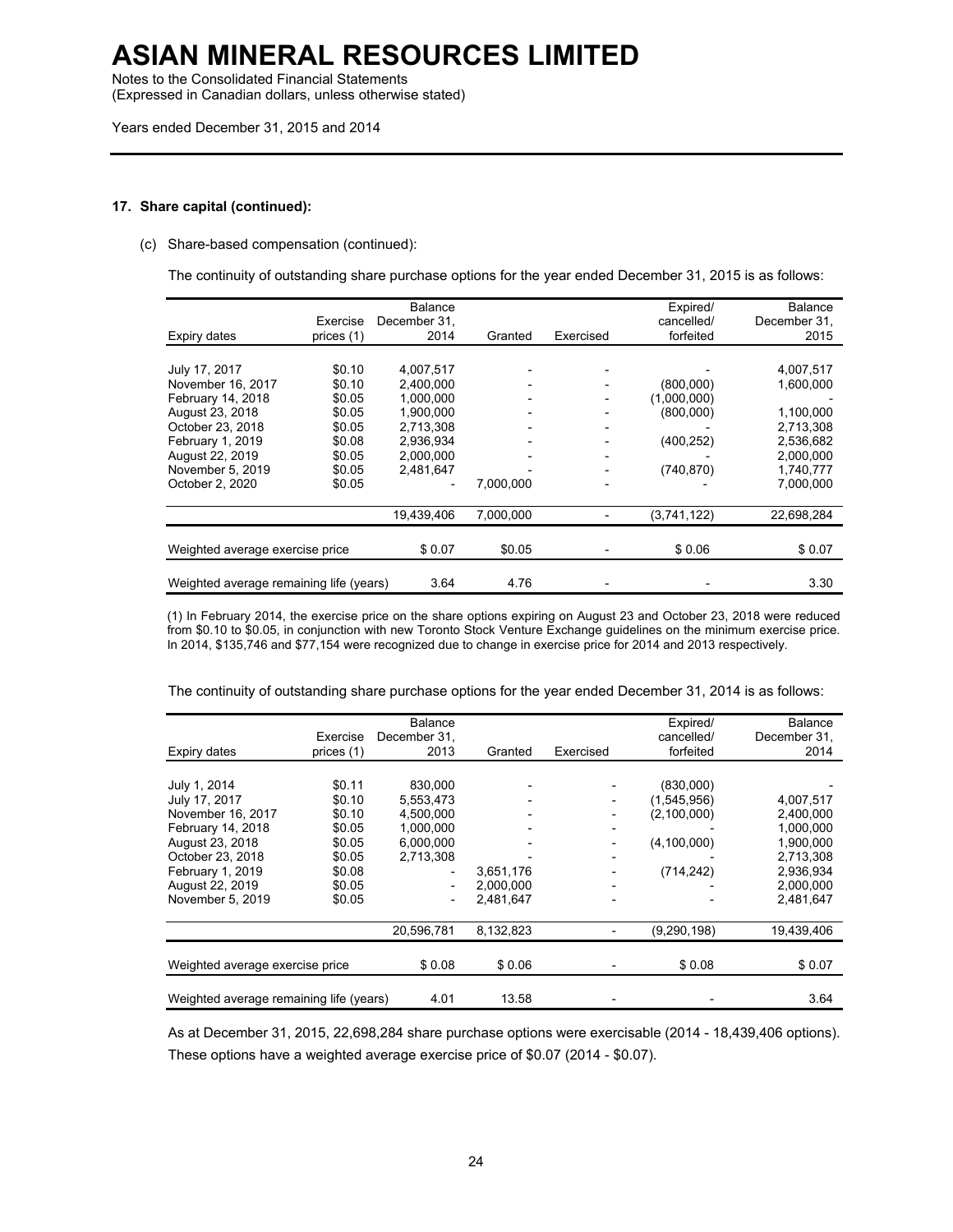### 17. Share capital (continued):

(c) Share-based compensation (continued):

The continuity of outstanding share purchase options for the year ended December 31, 2015 is as follows:

| Expiry dates | Exercise prices (1) | Balance December 31, 2014 | Granted | Exercised | Expired/ cancelled/ forfeited | Balance December 31, 2015 |
|---|---|---|---|---|---|---|
| July 17, 2017 | $0.10 | 4,007,517 | - | - | - | 4,007,517 |
| November 16, 2017 | $0.10 | 2,400,000 | - | - | (800,000) | 1,600,000 |
| February 14, 2018 | $0.05 | 1,000,000 | - | - | (1,000,000) | - |
| August 23, 2018 | $0.05 | 1,900,000 | - | - | (800,000) | 1,100,000 |
| October 23, 2018 | $0.05 | 2,713,308 | - | - | - | 2,713,308 |
| February 1, 2019 | $0.08 | 2,936,934 | - | - | (400,252) | 2,536,682 |
| August 22, 2019 | $0.05 | 2,000,000 | - | - | - | 2,000,000 |
| November 5, 2019 | $0.05 | 2,481,647 | - | - | (740,870) | 1,740,777 |
| October 2, 2020 | $0.05 | - | 7,000,000 | - | - | 7,000,000 |
| | | 19,439,406 | 7,000,000 | - | (3,741,122) | 22,698,284 |
| Weighted average exercise price | | $ 0.07 | $0.05 | - | $ 0.06 | $ 0.07 |
| Weighted average remaining life (years) | | 3.64 | 4.76 | - | - | 3.30 |

(1) In February 2014, the exercise price on the share options expiring on August 23 and October 23, 2018 were reduced from $0.10 to $0.05, in conjunction with new Toronto Stock Venture Exchange guidelines on the minimum exercise price. In 2014, $135,746 and $77,154 were recognized due to change in exercise price for 2014 and 2013 respectively.

The continuity of outstanding share purchase options for the year ended December 31, 2014 is as follows:

| Expiry dates | Exercise prices (1) | Balance December 31, 2013 | Granted | Exercised | Expired/ cancelled/ forfeited | Balance December 31, 2014 |
|---|---|---|---|---|---|---|
| July 1, 2014 | $0.11 | 830,000 | - | - | (830,000) | - |
| July 17, 2017 | $0.10 | 5,553,473 | - | - | (1,545,956) | 4,007,517 |
| November 16, 2017 | $0.10 | 4,500,000 | - | - | (2,100,000) | 2,400,000 |
| February 14, 2018 | $0.05 | 1,000,000 | - | - | - | 1,000,000 |
| August 23, 2018 | $0.05 | 6,000,000 | - | - | (4,100,000) | 1,900,000 |
| October 23, 2018 | $0.05 | 2,713,308 | - | - | - | 2,713,308 |
| February 1, 2019 | $0.08 | - | 3,651,176 | - | (714,242) | 2,936,934 |
| August 22, 2019 | $0.05 | - | 2,000,000 | - | - | 2,000,000 |
| November 5, 2019 | $0.05 | - | 2,481,647 | - | - | 2,481,647 |
| | | 20,596,781 | 8,132,823 | - | (9,290,198) | 19,439,406 |
| Weighted average exercise price | | $ 0.08 | $ 0.06 | - | $ 0.08 | $ 0.07 |
| Weighted average remaining life (years) | | 4.01 | 13.58 | - | - | 3.64 |

As at December 31, 2015, 22,698,284 share purchase options were exercisable (2014 - 18,439,406 options). These options have a weighted average exercise price of $0.07 (2014 - $0.07).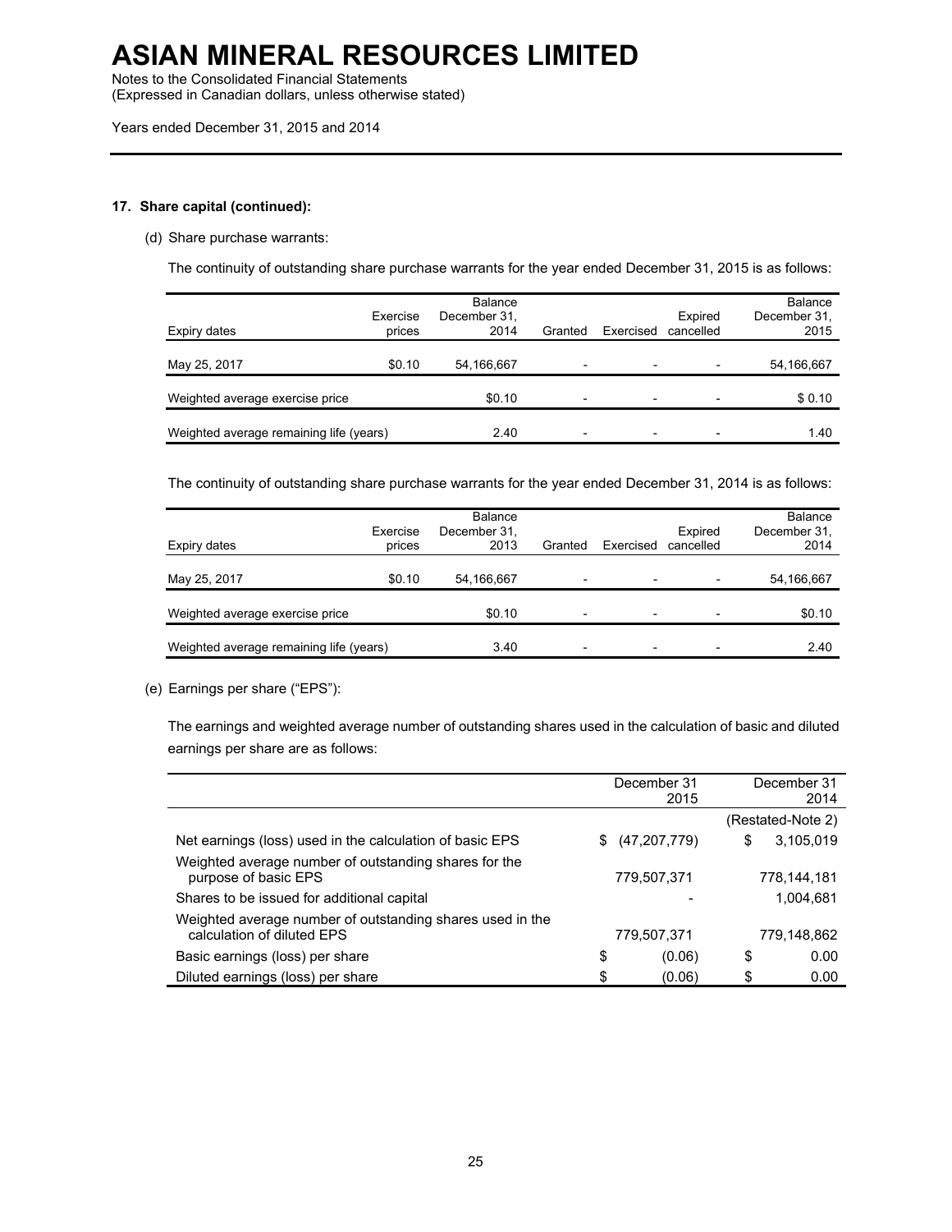# ASIAN MINERAL RESOURCES LIMITED

Notes to the Consolidated Financial Statements
(Expressed in Canadian dollars, unless otherwise stated)

Years ended December 31, 2015 and 2014

**17. Share capital (continued):**

(d) Share purchase warrants:

The continuity of outstanding share purchase warrants for the year ended December 31, 2015 is as follows:

| Expiry dates | Exercise prices | Balance December 31, 2014 | Granted | Exercised | Expired cancelled | Balance December 31, 2015 |
|---|---|---|---|---|---|---|
| May 25, 2017 | $0.10 | 54,166,667 | - | - | - | 54,166,667 |
| Weighted average exercise price | | $0.10 | - | - | - | $ 0.10 |
| Weighted average remaining life (years) | | 2.40 | - | - | - | 1.40 |

The continuity of outstanding share purchase warrants for the year ended December 31, 2014 is as follows:

| Expiry dates | Exercise prices | Balance December 31, 2013 | Granted | Exercised | Expired cancelled | Balance December 31, 2014 |
|---|---|---|---|---|---|---|
| May 25, 2017 | $0.10 | 54,166,667 | - | - | - | 54,166,667 |
| Weighted average exercise price | | $0.10 | - | - | - | $0.10 |
| Weighted average remaining life (years) | | 3.40 | - | - | - | 2.40 |

(e) Earnings per share ("EPS"):

The earnings and weighted average number of outstanding shares used in the calculation of basic and diluted earnings per share are as follows:

| | December 31 2015 | December 31 2014 |
|---|---|---|
| | | (Restated-Note 2) |
| Net earnings (loss) used in the calculation of basic EPS | $ (47,207,779) | $ 3,105,019 |
| Weighted average number of outstanding shares for the purpose of basic EPS | 779,507,371 | 778,144,181 |
| Shares to be issued for additional capital | - | 1,004,681 |
| Weighted average number of outstanding shares used in the calculation of diluted EPS | 779,507,371 | 779,148,862 |
| Basic earnings (loss) per share | $ (0.06) | $ 0.00 |
| Diluted earnings (loss) per share | $ (0.06) | $ 0.00 |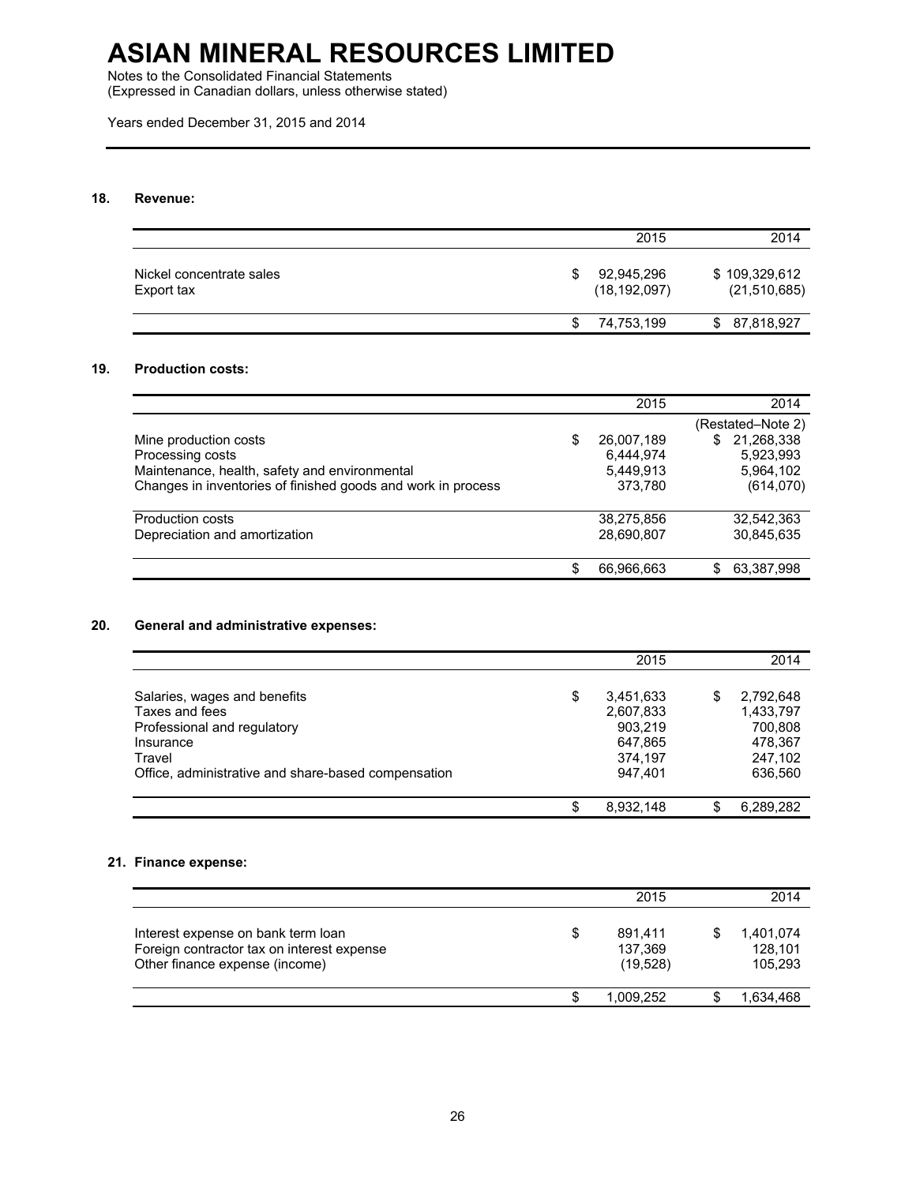# ASIAN MINERAL RESOURCES LIMITED

Notes to the Consolidated Financial Statements
(Expressed in Canadian dollars, unless otherwise stated)

Years ended December 31, 2015 and 2014

## 18. Revenue:

| | 2015 | 2014 |
|---|---|---|
| Nickel concentrate sales | $ 92,945,296 | $ 109,329,612 |
| Export tax | (18,192,097) | (21,510,685) |
| | $ 74,753,199 | $ 87,818,927 |

## 19. Production costs:

| | 2015 | 2014 |
|---|---|---|
| | | (Restated–Note 2) |
| Mine production costs | $ 26,007,189 | $ 21,268,338 |
| Processing costs | 6,444,974 | 5,923,993 |
| Maintenance, health, safety and environmental | 5,449,913 | 5,964,102 |
| Changes in inventories of finished goods and work in process | 373,780 | (614,070) |
| Production costs | 38,275,856 | 32,542,363 |
| Depreciation and amortization | 28,690,807 | 30,845,635 |
| | $ 66,966,663 | $ 63,387,998 |

## 20. General and administrative expenses:

| | 2015 | 2014 |
|---|---|---|
| Salaries, wages and benefits | $ 3,451,633 | $ 2,792,648 |
| Taxes and fees | 2,607,833 | 1,433,797 |
| Professional and regulatory | 903,219 | 700,808 |
| Insurance | 647,865 | 478,367 |
| Travel | 374,197 | 247,102 |
| Office, administrative and share-based compensation | 947,401 | 636,560 |
| | $ 8,932,148 | $ 6,289,282 |

## 21. Finance expense:

| | 2015 | 2014 |
|---|---|---|
| Interest expense on bank term loan | $ 891,411 | $ 1,401,074 |
| Foreign contractor tax on interest expense | 137,369 | 128,101 |
| Other finance expense (income) | (19,528) | 105,293 |
| | $ 1,009,252 | $ 1,634,468 |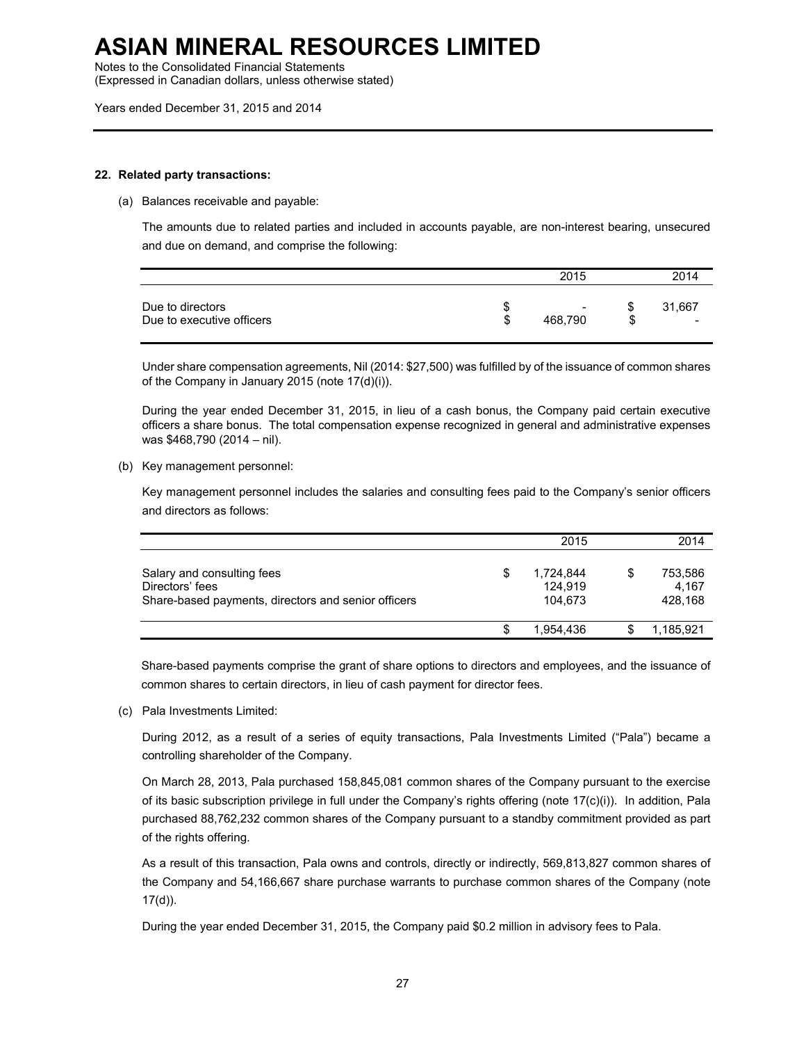### 22. Related party transactions:

(a) Balances receivable and payable:

The amounts due to related parties and included in accounts payable, are non-interest bearing, unsecured and due on demand, and comprise the following:

| | 2015 | 2014 |
|---|---|---|
| Due to directors | $ - | $ 31,667 |
| Due to executive officers | $ 468,790 | $ - |

Under share compensation agreements, Nil (2014: $27,500) was fulfilled by of the issuance of common shares of the Company in January 2015 (note 17(d)(i)).

During the year ended December 31, 2015, in lieu of a cash bonus, the Company paid certain executive officers a share bonus. The total compensation expense recognized in general and administrative expenses was $468,790 (2014 – nil).

(b) Key management personnel:

Key management personnel includes the salaries and consulting fees paid to the Company's senior officers and directors as follows:

| | 2015 | 2014 |
|---|---|---|
| Salary and consulting fees | $ 1,724,844 | $ 753,586 |
| Directors' fees | 124,919 | 4,167 |
| Share-based payments, directors and senior officers | 104,673 | 428,168 |
| | $ 1,954,436 | $ 1,185,921 |

Share-based payments comprise the grant of share options to directors and employees, and the issuance of common shares to certain directors, in lieu of cash payment for director fees.

(c) Pala Investments Limited:

During 2012, as a result of a series of equity transactions, Pala Investments Limited ("Pala") became a controlling shareholder of the Company.

On March 28, 2013, Pala purchased 158,845,081 common shares of the Company pursuant to the exercise of its basic subscription privilege in full under the Company's rights offering (note 17(c)(i)). In addition, Pala purchased 88,762,232 common shares of the Company pursuant to a standby commitment provided as part of the rights offering.

As a result of this transaction, Pala owns and controls, directly or indirectly, 569,813,827 common shares of the Company and 54,166,667 share purchase warrants to purchase common shares of the Company (note 17(d)).

During the year ended December 31, 2015, the Company paid $0.2 million in advisory fees to Pala.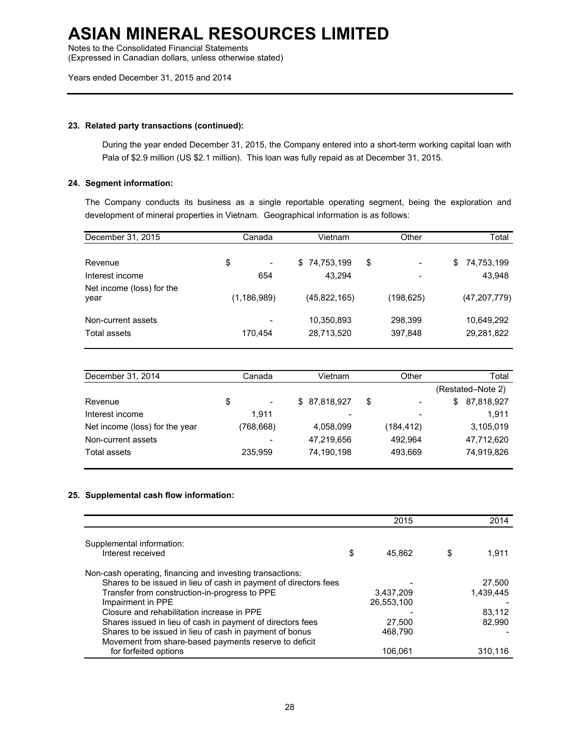**23. Related party transactions (continued):**

During the year ended December 31, 2015, the Company entered into a short-term working capital loan with Pala of $2.9 million (US $2.1 million). This loan was fully repaid as at December 31, 2015.

**24. Segment information:**

The Company conducts its business as a single reportable operating segment, being the exploration and development of mineral properties in Vietnam. Geographical information is as follows:

| December 31, 2015 | Canada | Vietnam | Other | Total |
|---|---|---|---|---|
| Revenue | $ - | $ 74,753,199 | $ - | $ 74,753,199 |
| Interest income | 654 | 43,294 | - | 43,948 |
| Net income (loss) for the year | (1,186,989) | (45,822,165) | (198,625) | (47,207,779) |
| Non-current assets | - | 10,350,893 | 298,399 | 10,649,292 |
| Total assets | 170,454 | 28,713,520 | 397,848 | 29,281,822 |

| December 31, 2014 | Canada | Vietnam | Other | Total |
|---|---|---|---|---|
| | | | | (Restated–Note 2) |
| Revenue | $ - | $ 87,818,927 | $ - | $ 87,818,927 |
| Interest income | 1,911 | - | - | 1,911 |
| Net income (loss) for the year | (768,668) | 4,058,099 | (184,412) | 3,105,019 |
| Non-current assets | - | 47,219,656 | 492,964 | 47,712,620 |
| Total assets | 235,959 | 74,190,198 | 493,669 | 74,919,826 |

**25. Supplemental cash flow information:**

| | 2015 | 2014 |
|---|---|---|
| Supplemental information: | | |
| Interest received | $ 45,862 | $ 1,911 |
| Non-cash operating, financing and investing transactions: | | |
| Shares to be issued in lieu of cash in payment of directors fees | - | 27,500 |
| Transfer from construction-in-progress to PPE | 3,437,209 | 1,439,445 |
| Impairment in PPE | 26,553,100 | - |
| Closure and rehabilitation increase in PPE | - | 83,112 |
| Shares issued in lieu of cash in payment of directors fees | 27,500 | 82,990 |
| Shares to be issued in lieu of cash in payment of bonus | 468,790 | - |
| Movement from share-based payments reserve to deficit for forfeited options | 106,061 | 310,116 |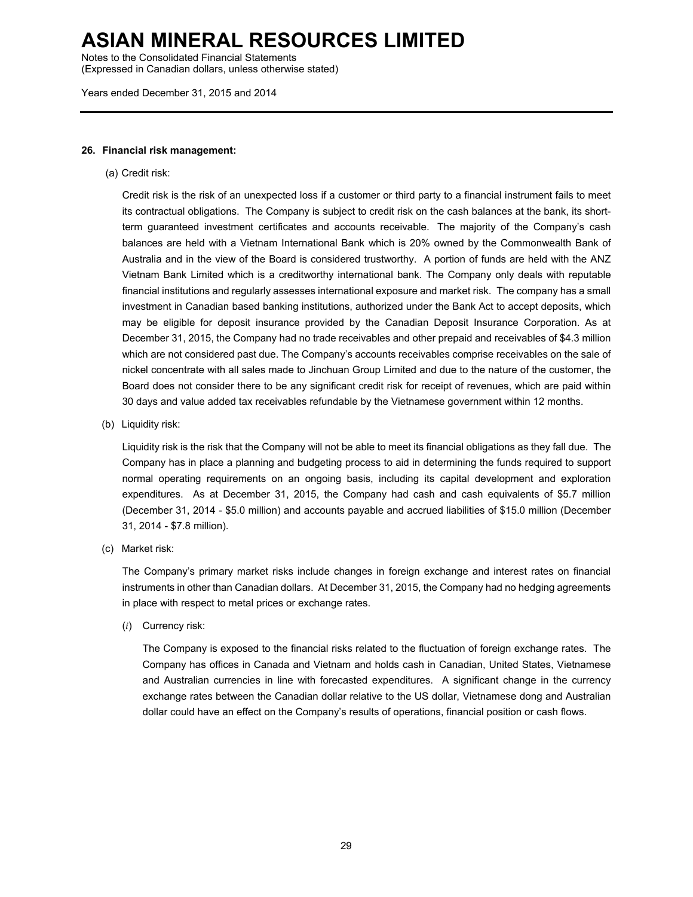**26. Financial risk management:**

(a) Credit risk:

Credit risk is the risk of an unexpected loss if a customer or third party to a financial instrument fails to meet its contractual obligations. The Company is subject to credit risk on the cash balances at the bank, its short-term guaranteed investment certificates and accounts receivable. The majority of the Company's cash balances are held with a Vietnam International Bank which is 20% owned by the Commonwealth Bank of Australia and in the view of the Board is considered trustworthy. A portion of funds are held with the ANZ Vietnam Bank Limited which is a creditworthy international bank. The Company only deals with reputable financial institutions and regularly assesses international exposure and market risk. The company has a small investment in Canadian based banking institutions, authorized under the Bank Act to accept deposits, which may be eligible for deposit insurance provided by the Canadian Deposit Insurance Corporation. As at December 31, 2015, the Company had no trade receivables and other prepaid and receivables of $4.3 million which are not considered past due. The Company's accounts receivables comprise receivables on the sale of nickel concentrate with all sales made to Jinchuan Group Limited and due to the nature of the customer, the Board does not consider there to be any significant credit risk for receipt of revenues, which are paid within 30 days and value added tax receivables refundable by the Vietnamese government within 12 months.

(b) Liquidity risk:

Liquidity risk is the risk that the Company will not be able to meet its financial obligations as they fall due. The Company has in place a planning and budgeting process to aid in determining the funds required to support normal operating requirements on an ongoing basis, including its capital development and exploration expenditures. As at December 31, 2015, the Company had cash and cash equivalents of $5.7 million (December 31, 2014 - $5.0 million) and accounts payable and accrued liabilities of $15.0 million (December 31, 2014 - $7.8 million).

(c) Market risk:

The Company's primary market risks include changes in foreign exchange and interest rates on financial instruments in other than Canadian dollars. At December 31, 2015, the Company had no hedging agreements in place with respect to metal prices or exchange rates.

(*i*) Currency risk:

The Company is exposed to the financial risks related to the fluctuation of foreign exchange rates. The Company has offices in Canada and Vietnam and holds cash in Canadian, United States, Vietnamese and Australian currencies in line with forecasted expenditures. A significant change in the currency exchange rates between the Canadian dollar relative to the US dollar, Vietnamese dong and Australian dollar could have an effect on the Company's results of operations, financial position or cash flows.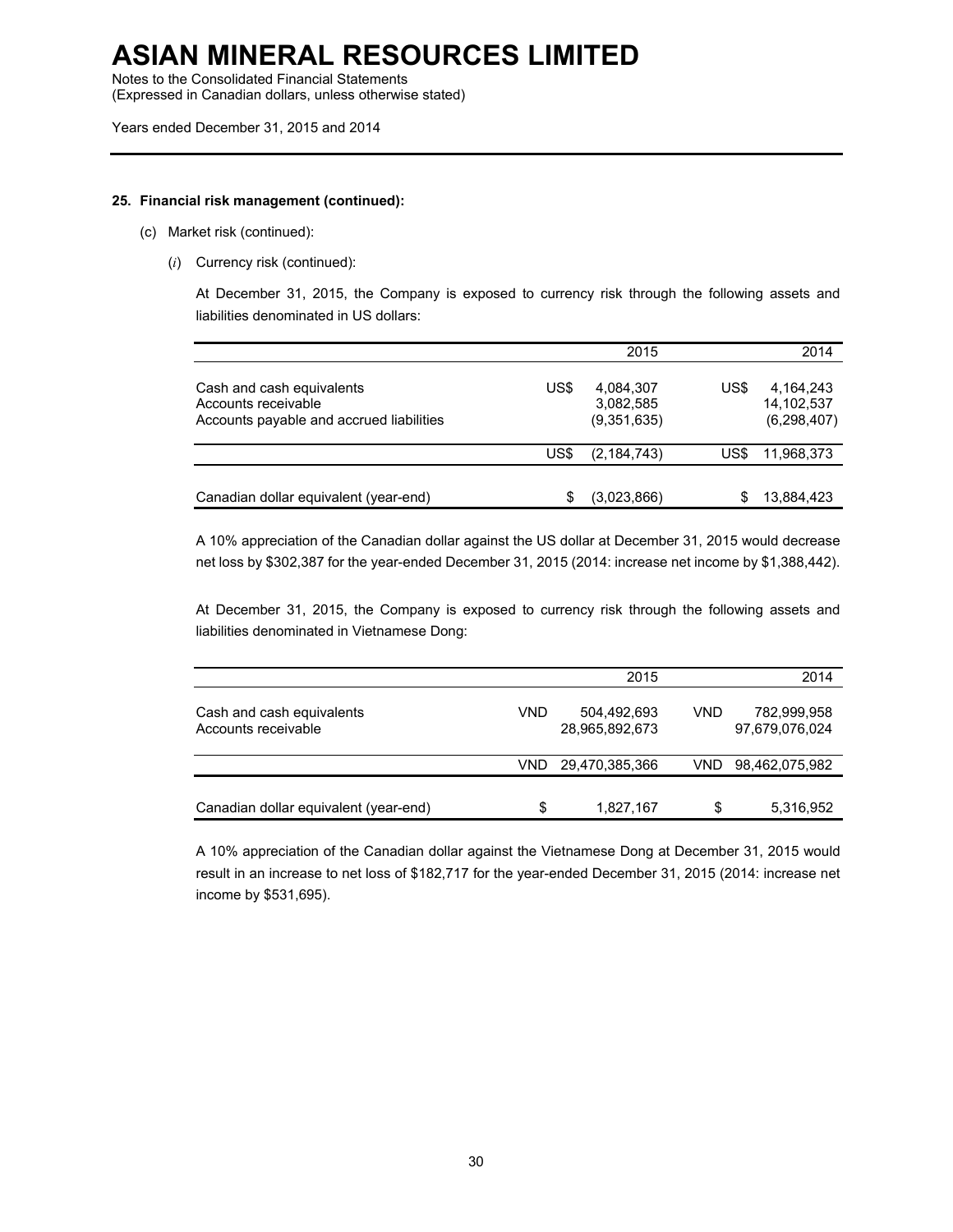# ASIAN MINERAL RESOURCES LIMITED

Notes to the Consolidated Financial Statements
(Expressed in Canadian dollars, unless otherwise stated)

Years ended December 31, 2015 and 2014

**25. Financial risk management (continued):**

(c) Market risk (continued):

(*i*) Currency risk (continued):

At December 31, 2015, the Company is exposed to currency risk through the following assets and liabilities denominated in US dollars:

| | | 2015 | | 2014 |
|---|---|---|---|---|
| Cash and cash equivalents | US$ | 4,084,307 | US$ | 4,164,243 |
| Accounts receivable | | 3,082,585 | | 14,102,537 |
| Accounts payable and accrued liabilities | | (9,351,635) | | (6,298,407) |
| | US$ | (2,184,743) | US$ | 11,968,373 |
| Canadian dollar equivalent (year-end) | $ | (3,023,866) | $ | 13,884,423 |

A 10% appreciation of the Canadian dollar against the US dollar at December 31, 2015 would decrease net loss by $302,387 for the year-ended December 31, 2015 (2014: increase net income by $1,388,442).

At December 31, 2015, the Company is exposed to currency risk through the following assets and liabilities denominated in Vietnamese Dong:

| | | 2015 | | 2014 |
|---|---|---|---|---|
| Cash and cash equivalents | VND | 504,492,693 | VND | 782,999,958 |
| Accounts receivable | | 28,965,892,673 | | 97,679,076,024 |
| | VND | 29,470,385,366 | VND | 98,462,075,982 |
| Canadian dollar equivalent (year-end) | $ | 1,827,167 | $ | 5,316,952 |

A 10% appreciation of the Canadian dollar against the Vietnamese Dong at December 31, 2015 would result in an increase to net loss of $182,717 for the year-ended December 31, 2015 (2014: increase net income by $531,695).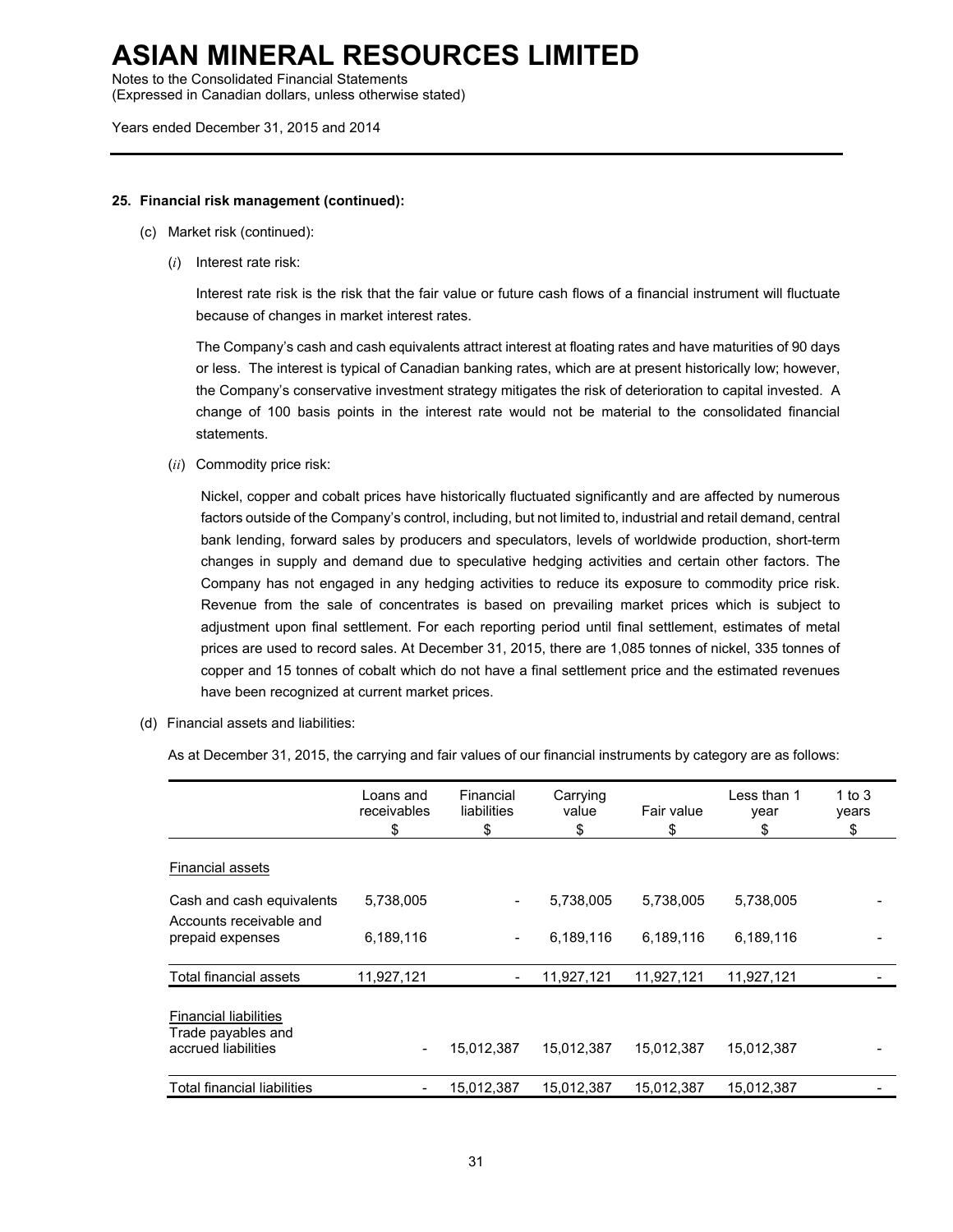# ASIAN MINERAL RESOURCES LIMITED

Notes to the Consolidated Financial Statements
(Expressed in Canadian dollars, unless otherwise stated)

Years ended December 31, 2015 and 2014

**25. Financial risk management (continued):**

(c) Market risk (continued):

(*i*) Interest rate risk:

Interest rate risk is the risk that the fair value or future cash flows of a financial instrument will fluctuate because of changes in market interest rates.

The Company's cash and cash equivalents attract interest at floating rates and have maturities of 90 days or less. The interest is typical of Canadian banking rates, which are at present historically low; however, the Company's conservative investment strategy mitigates the risk of deterioration to capital invested. A change of 100 basis points in the interest rate would not be material to the consolidated financial statements.

(*ii*) Commodity price risk:

Nickel, copper and cobalt prices have historically fluctuated significantly and are affected by numerous factors outside of the Company's control, including, but not limited to, industrial and retail demand, central bank lending, forward sales by producers and speculators, levels of worldwide production, short-term changes in supply and demand due to speculative hedging activities and certain other factors. The Company has not engaged in any hedging activities to reduce its exposure to commodity price risk. Revenue from the sale of concentrates is based on prevailing market prices which is subject to adjustment upon final settlement. For each reporting period until final settlement, estimates of metal prices are used to record sales. At December 31, 2015, there are 1,085 tonnes of nickel, 335 tonnes of copper and 15 tonnes of cobalt which do not have a final settlement price and the estimated revenues have been recognized at current market prices.

(d) Financial assets and liabilities:

As at December 31, 2015, the carrying and fair values of our financial instruments by category are as follows:

| | Loans and receivables $ | Financial liabilities $ | Carrying value $ | Fair value $ | Less than 1 year $ | 1 to 3 years $ |
|---|---|---|---|---|---|---|
| Financial assets | | | | | | |
| Cash and cash equivalents | 5,738,005 | - | 5,738,005 | 5,738,005 | 5,738,005 | - |
| Accounts receivable and prepaid expenses | 6,189,116 | - | 6,189,116 | 6,189,116 | 6,189,116 | - |
| Total financial assets | 11,927,121 | - | 11,927,121 | 11,927,121 | 11,927,121 | - |
| Financial liabilities | | | | | | |
| Trade payables and accrued liabilities | - | 15,012,387 | 15,012,387 | 15,012,387 | 15,012,387 | - |
| Total financial liabilities | - | 15,012,387 | 15,012,387 | 15,012,387 | 15,012,387 | - |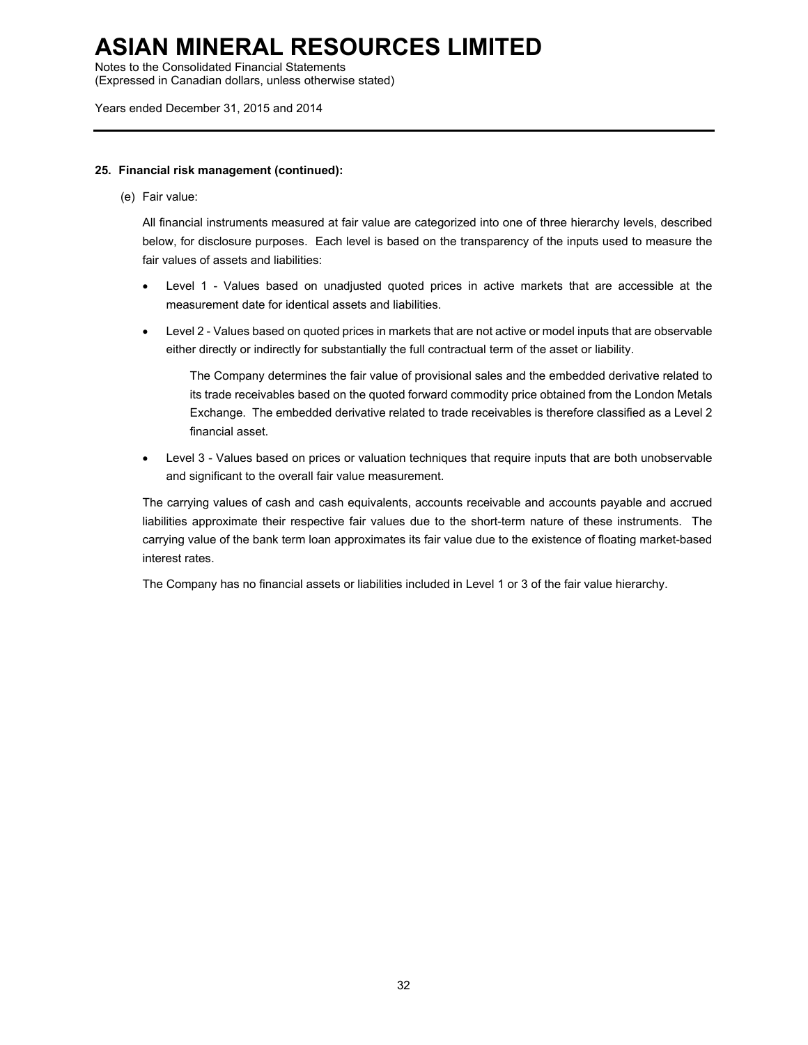## 25. Financial risk management (continued):

(e) Fair value:

All financial instruments measured at fair value are categorized into one of three hierarchy levels, described below, for disclosure purposes. Each level is based on the transparency of the inputs used to measure the fair values of assets and liabilities:

- Level 1 - Values based on unadjusted quoted prices in active markets that are accessible at the measurement date for identical assets and liabilities.
- Level 2 - Values based on quoted prices in markets that are not active or model inputs that are observable either directly or indirectly for substantially the full contractual term of the asset or liability.

  The Company determines the fair value of provisional sales and the embedded derivative related to its trade receivables based on the quoted forward commodity price obtained from the London Metals Exchange. The embedded derivative related to trade receivables is therefore classified as a Level 2 financial asset.

- Level 3 - Values based on prices or valuation techniques that require inputs that are both unobservable and significant to the overall fair value measurement.

The carrying values of cash and cash equivalents, accounts receivable and accounts payable and accrued liabilities approximate their respective fair values due to the short-term nature of these instruments. The carrying value of the bank term loan approximates its fair value due to the existence of floating market-based interest rates.

The Company has no financial assets or liabilities included in Level 1 or 3 of the fair value hierarchy.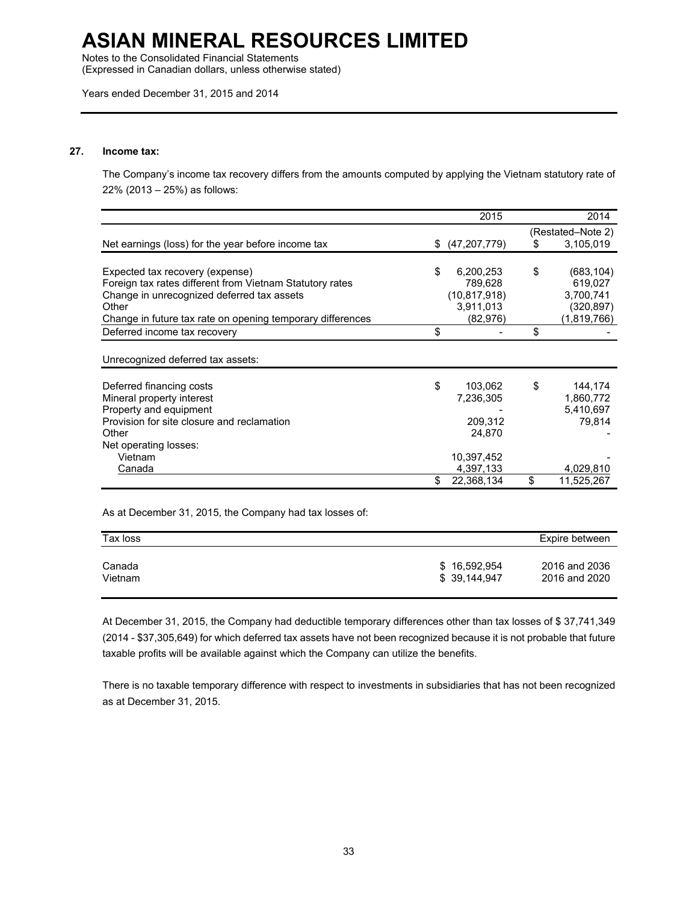## 27. Income tax:

The Company's income tax recovery differs from the amounts computed by applying the Vietnam statutory rate of 22% (2013 – 25%) as follows:

| | 2015 | 2014 |
|---|---|---|
| | | (Restated–Note 2) |
| Net earnings (loss) for the year before income tax | $ (47,207,779) | $ 3,105,019 |
| Expected tax recovery (expense) | $ 6,200,253 | $ (683,104) |
| Foreign tax rates different from Vietnam Statutory rates | 789,628 | 619,027 |
| Change in unrecognized deferred tax assets | (10,817,918) | 3,700,741 |
| Other | 3,911,013 | (320,897) |
| Change in future tax rate on opening temporary differences | (82,976) | (1,819,766) |
| Deferred income tax recovery | $ - | $ - |

Unrecognized deferred tax assets:

| | 2015 | 2014 |
|---|---|---|
| Deferred financing costs | $ 103,062 | $ 144,174 |
| Mineral property interest | 7,236,305 | 1,860,772 |
| Property and equipment | - | 5,410,697 |
| Provision for site closure and reclamation | 209,312 | 79,814 |
| Other | 24,870 | - |
| Net operating losses: | | |
| Vietnam | 10,397,452 | - |
| Canada | 4,397,133 | 4,029,810 |
| | $ 22,368,134 | $ 11,525,267 |

As at December 31, 2015, the Company had tax losses of:

| Tax loss | | Expire between |
|---|---|---|
| Canada | $ 16,592,954 | 2016 and 2036 |
| Vietnam | $ 39,144,947 | 2016 and 2020 |

At December 31, 2015, the Company had deductible temporary differences other than tax losses of $ 37,741,349 (2014 - $37,305,649) for which deferred tax assets have not been recognized because it is not probable that future taxable profits will be available against which the Company can utilize the benefits.

There is no taxable temporary difference with respect to investments in subsidiaries that has not been recognized as at December 31, 2015.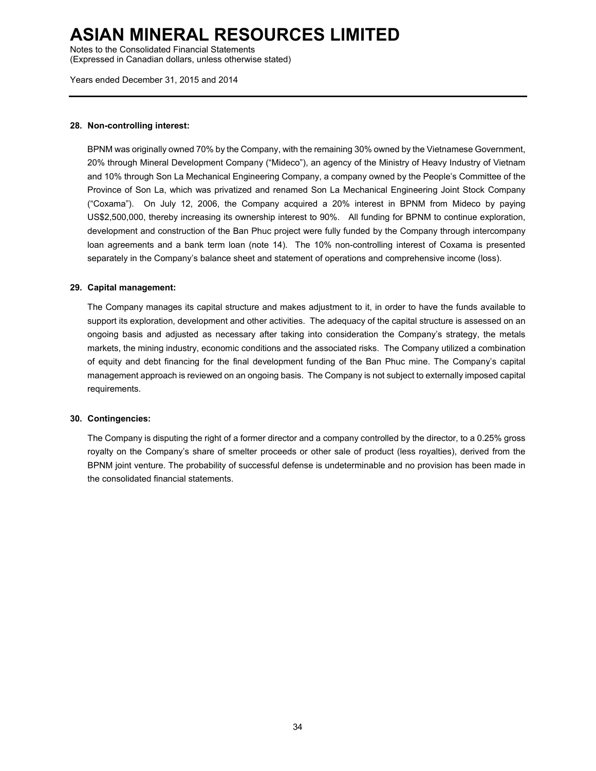**28. Non-controlling interest:**

BPNM was originally owned 70% by the Company, with the remaining 30% owned by the Vietnamese Government, 20% through Mineral Development Company ("Mideco"), an agency of the Ministry of Heavy Industry of Vietnam and 10% through Son La Mechanical Engineering Company, a company owned by the People's Committee of the Province of Son La, which was privatized and renamed Son La Mechanical Engineering Joint Stock Company ("Coxama"). On July 12, 2006, the Company acquired a 20% interest in BPNM from Mideco by paying US$2,500,000, thereby increasing its ownership interest to 90%. All funding for BPNM to continue exploration, development and construction of the Ban Phuc project were fully funded by the Company through intercompany loan agreements and a bank term loan (note 14). The 10% non-controlling interest of Coxama is presented separately in the Company's balance sheet and statement of operations and comprehensive income (loss).

**29. Capital management:**

The Company manages its capital structure and makes adjustment to it, in order to have the funds available to support its exploration, development and other activities. The adequacy of the capital structure is assessed on an ongoing basis and adjusted as necessary after taking into consideration the Company's strategy, the metals markets, the mining industry, economic conditions and the associated risks. The Company utilized a combination of equity and debt financing for the final development funding of the Ban Phuc mine. The Company's capital management approach is reviewed on an ongoing basis. The Company is not subject to externally imposed capital requirements.

**30. Contingencies:**

The Company is disputing the right of a former director and a company controlled by the director, to a 0.25% gross royalty on the Company's share of smelter proceeds or other sale of product (less royalties), derived from the BPNM joint venture. The probability of successful defense is undeterminable and no provision has been made in the consolidated financial statements.